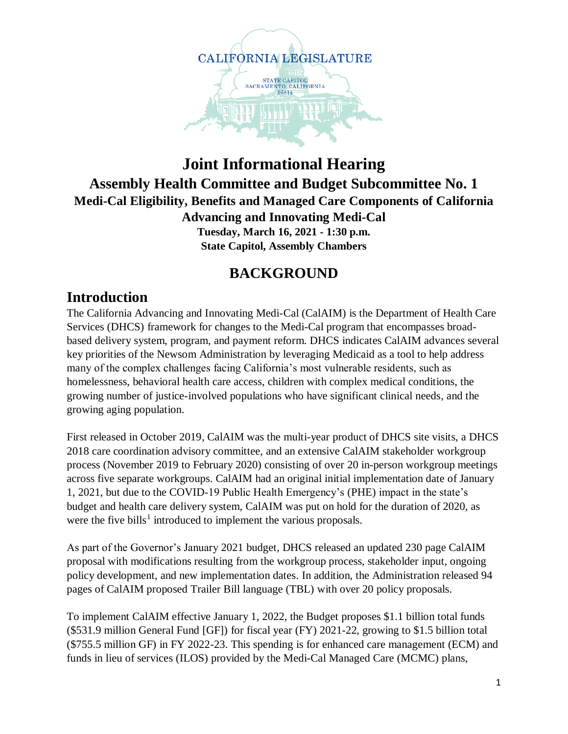CALIFORNIA LEGISLATURE

STATE CAPITOL
SACRAMENTO, CALIFORNIA
95814

# Joint Informational Hearing

## Assembly Health Committee and Budget Subcommittee No. 1

### Medi-Cal Eligibility, Benefits and Managed Care Components of California Advancing and Innovating Medi-Cal

**Tuesday, March 16, 2021 - 1:30 p.m.**
**State Capitol, Assembly Chambers**

## BACKGROUND

## Introduction

The California Advancing and Innovating Medi-Cal (CalAIM) is the Department of Health Care Services (DHCS) framework for changes to the Medi-Cal program that encompasses broad-based delivery system, program, and payment reform. DHCS indicates CalAIM advances several key priorities of the Newsom Administration by leveraging Medicaid as a tool to help address many of the complex challenges facing California's most vulnerable residents, such as homelessness, behavioral health care access, children with complex medical conditions, the growing number of justice-involved populations who have significant clinical needs, and the growing aging population.

First released in October 2019, CalAIM was the multi-year product of DHCS site visits, a DHCS 2018 care coordination advisory committee, and an extensive CalAIM stakeholder workgroup process (November 2019 to February 2020) consisting of over 20 in-person workgroup meetings across five separate workgroups. CalAIM had an original initial implementation date of January 1, 2021, but due to the COVID-19 Public Health Emergency's (PHE) impact in the state's budget and health care delivery system, CalAIM was put on hold for the duration of 2020, as were the five bills[1] introduced to implement the various proposals.

As part of the Governor's January 2021 budget, DHCS released an updated 230 page CalAIM proposal with modifications resulting from the workgroup process, stakeholder input, ongoing policy development, and new implementation dates. In addition, the Administration released 94 pages of CalAIM proposed Trailer Bill language (TBL) with over 20 policy proposals.

To implement CalAIM effective January 1, 2022, the Budget proposes $1.1 billion total funds ($531.9 million General Fund [GF]) for fiscal year (FY) 2021-22, growing to $1.5 billion total ($755.5 million GF) in FY 2022-23. This spending is for enhanced care management (ECM) and funds in lieu of services (ILOS) provided by the Medi-Cal Managed Care (MCMC) plans,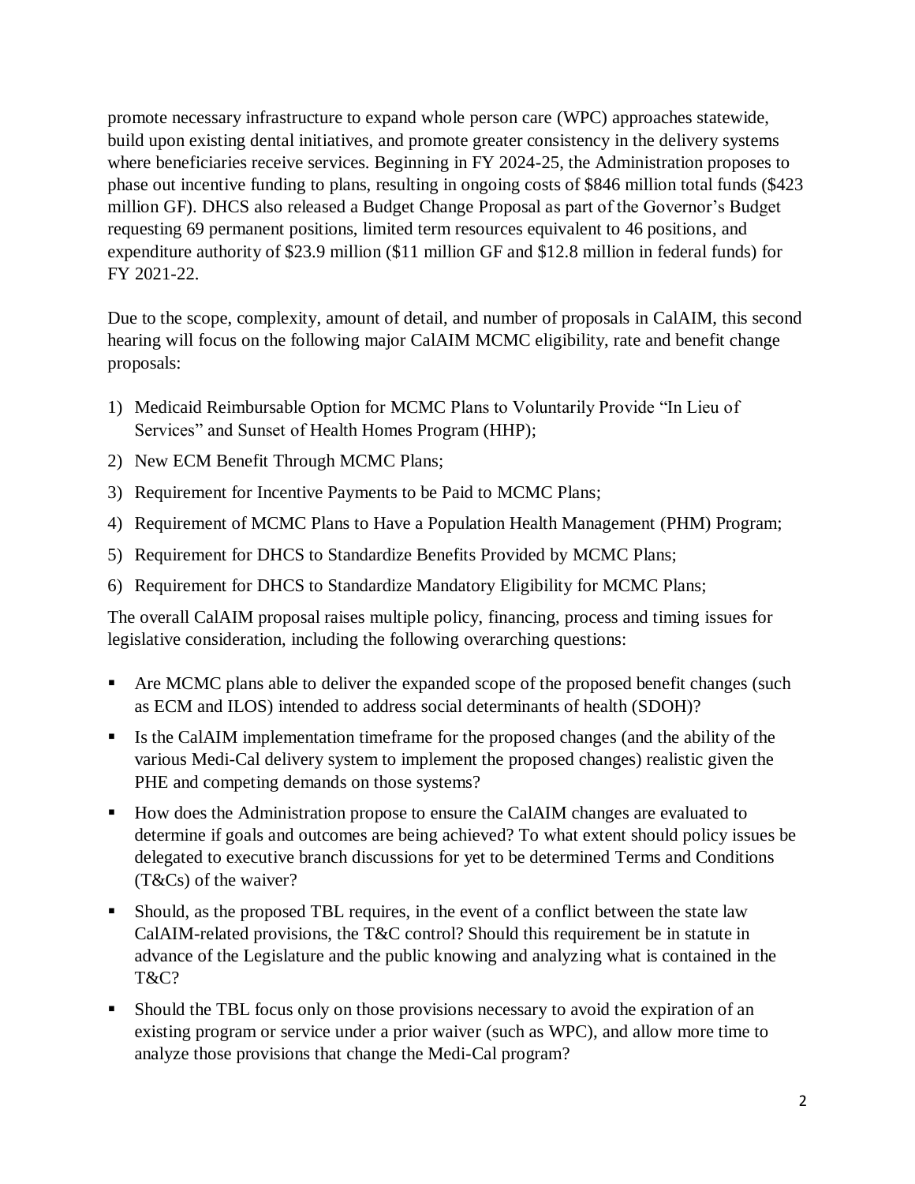promote necessary infrastructure to expand whole person care (WPC) approaches statewide, build upon existing dental initiatives, and promote greater consistency in the delivery systems where beneficiaries receive services. Beginning in FY 2024-25, the Administration proposes to phase out incentive funding to plans, resulting in ongoing costs of $846 million total funds ($423 million GF). DHCS also released a Budget Change Proposal as part of the Governor's Budget requesting 69 permanent positions, limited term resources equivalent to 46 positions, and expenditure authority of $23.9 million ($11 million GF and $12.8 million in federal funds) for FY 2021-22.

Due to the scope, complexity, amount of detail, and number of proposals in CalAIM, this second hearing will focus on the following major CalAIM MCMC eligibility, rate and benefit change proposals:

1) Medicaid Reimbursable Option for MCMC Plans to Voluntarily Provide "In Lieu of Services" and Sunset of Health Homes Program (HHP);
2) New ECM Benefit Through MCMC Plans;
3) Requirement for Incentive Payments to be Paid to MCMC Plans;
4) Requirement of MCMC Plans to Have a Population Health Management (PHM) Program;
5) Requirement for DHCS to Standardize Benefits Provided by MCMC Plans;
6) Requirement for DHCS to Standardize Mandatory Eligibility for MCMC Plans;

The overall CalAIM proposal raises multiple policy, financing, process and timing issues for legislative consideration, including the following overarching questions:

- Are MCMC plans able to deliver the expanded scope of the proposed benefit changes (such as ECM and ILOS) intended to address social determinants of health (SDOH)?
- Is the CalAIM implementation timeframe for the proposed changes (and the ability of the various Medi-Cal delivery system to implement the proposed changes) realistic given the PHE and competing demands on those systems?
- How does the Administration propose to ensure the CalAIM changes are evaluated to determine if goals and outcomes are being achieved? To what extent should policy issues be delegated to executive branch discussions for yet to be determined Terms and Conditions (T&Cs) of the waiver?
- Should, as the proposed TBL requires, in the event of a conflict between the state law CalAIM-related provisions, the T&C control? Should this requirement be in statute in advance of the Legislature and the public knowing and analyzing what is contained in the T&C?
- Should the TBL focus only on those provisions necessary to avoid the expiration of an existing program or service under a prior waiver (such as WPC), and allow more time to analyze those provisions that change the Medi-Cal program?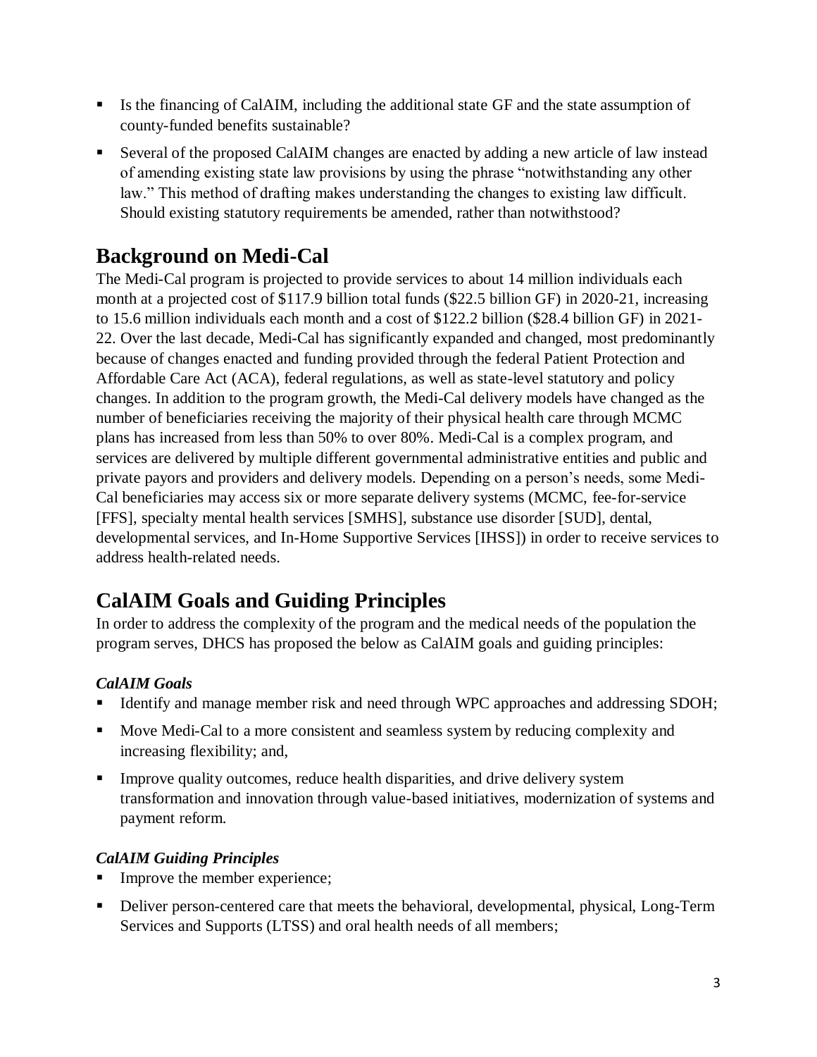- Is the financing of CalAIM, including the additional state GF and the state assumption of county-funded benefits sustainable?
- Several of the proposed CalAIM changes are enacted by adding a new article of law instead of amending existing state law provisions by using the phrase "notwithstanding any other law." This method of drafting makes understanding the changes to existing law difficult. Should existing statutory requirements be amended, rather than notwithstood?

## Background on Medi-Cal

The Medi-Cal program is projected to provide services to about 14 million individuals each month at a projected cost of $117.9 billion total funds ($22.5 billion GF) in 2020-21, increasing to 15.6 million individuals each month and a cost of $122.2 billion ($28.4 billion GF) in 2021-22. Over the last decade, Medi-Cal has significantly expanded and changed, most predominantly because of changes enacted and funding provided through the federal Patient Protection and Affordable Care Act (ACA), federal regulations, as well as state-level statutory and policy changes. In addition to the program growth, the Medi-Cal delivery models have changed as the number of beneficiaries receiving the majority of their physical health care through MCMC plans has increased from less than 50% to over 80%. Medi-Cal is a complex program, and services are delivered by multiple different governmental administrative entities and public and private payors and providers and delivery models. Depending on a person's needs, some Medi-Cal beneficiaries may access six or more separate delivery systems (MCMC, fee-for-service [FFS], specialty mental health services [SMHS], substance use disorder [SUD], dental, developmental services, and In-Home Supportive Services [IHSS]) in order to receive services to address health-related needs.

## CalAIM Goals and Guiding Principles

In order to address the complexity of the program and the medical needs of the population the program serves, DHCS has proposed the below as CalAIM goals and guiding principles:

### *CalAIM Goals*

- Identify and manage member risk and need through WPC approaches and addressing SDOH;
- Move Medi-Cal to a more consistent and seamless system by reducing complexity and increasing flexibility; and,
- Improve quality outcomes, reduce health disparities, and drive delivery system transformation and innovation through value-based initiatives, modernization of systems and payment reform.

### *CalAIM Guiding Principles*

- Improve the member experience;
- Deliver person-centered care that meets the behavioral, developmental, physical, Long-Term Services and Supports (LTSS) and oral health needs of all members;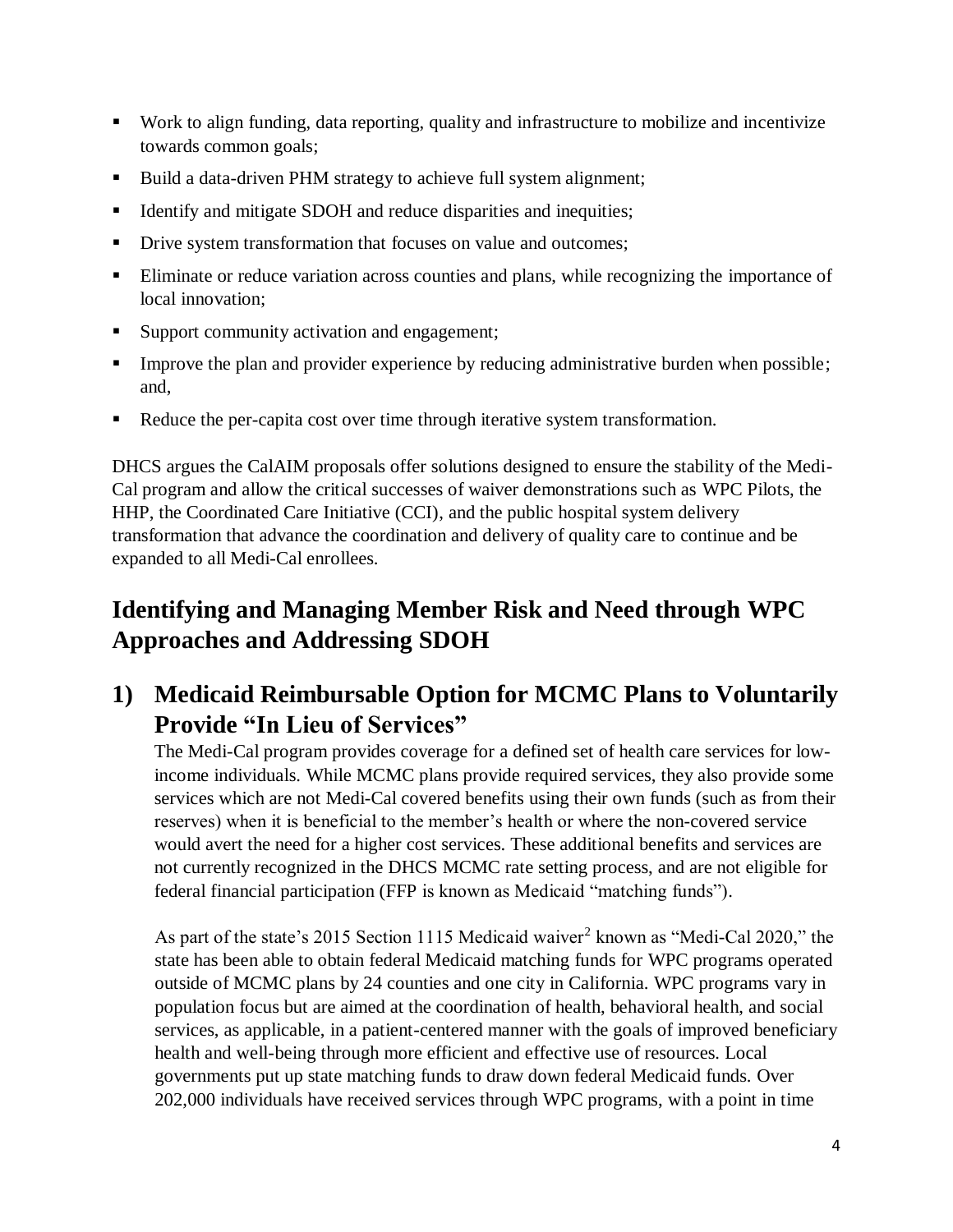- Work to align funding, data reporting, quality and infrastructure to mobilize and incentivize towards common goals;
- Build a data-driven PHM strategy to achieve full system alignment;
- Identify and mitigate SDOH and reduce disparities and inequities;
- Drive system transformation that focuses on value and outcomes;
- Eliminate or reduce variation across counties and plans, while recognizing the importance of local innovation;
- Support community activation and engagement;
- Improve the plan and provider experience by reducing administrative burden when possible; and,
- Reduce the per-capita cost over time through iterative system transformation.

DHCS argues the CalAIM proposals offer solutions designed to ensure the stability of the Medi-Cal program and allow the critical successes of waiver demonstrations such as WPC Pilots, the HHP, the Coordinated Care Initiative (CCI), and the public hospital system delivery transformation that advance the coordination and delivery of quality care to continue and be expanded to all Medi-Cal enrollees.

## Identifying and Managing Member Risk and Need through WPC Approaches and Addressing SDOH

## 1) Medicaid Reimbursable Option for MCMC Plans to Voluntarily Provide "In Lieu of Services"

The Medi-Cal program provides coverage for a defined set of health care services for low-income individuals. While MCMC plans provide required services, they also provide some services which are not Medi-Cal covered benefits using their own funds (such as from their reserves) when it is beneficial to the member's health or where the non-covered service would avert the need for a higher cost services. These additional benefits and services are not currently recognized in the DHCS MCMC rate setting process, and are not eligible for federal financial participation (FFP is known as Medicaid "matching funds").

As part of the state's 2015 Section 1115 Medicaid waiver[2] known as "Medi-Cal 2020," the state has been able to obtain federal Medicaid matching funds for WPC programs operated outside of MCMC plans by 24 counties and one city in California. WPC programs vary in population focus but are aimed at the coordination of health, behavioral health, and social services, as applicable, in a patient-centered manner with the goals of improved beneficiary health and well-being through more efficient and effective use of resources. Local governments put up state matching funds to draw down federal Medicaid funds. Over 202,000 individuals have received services through WPC programs, with a point in time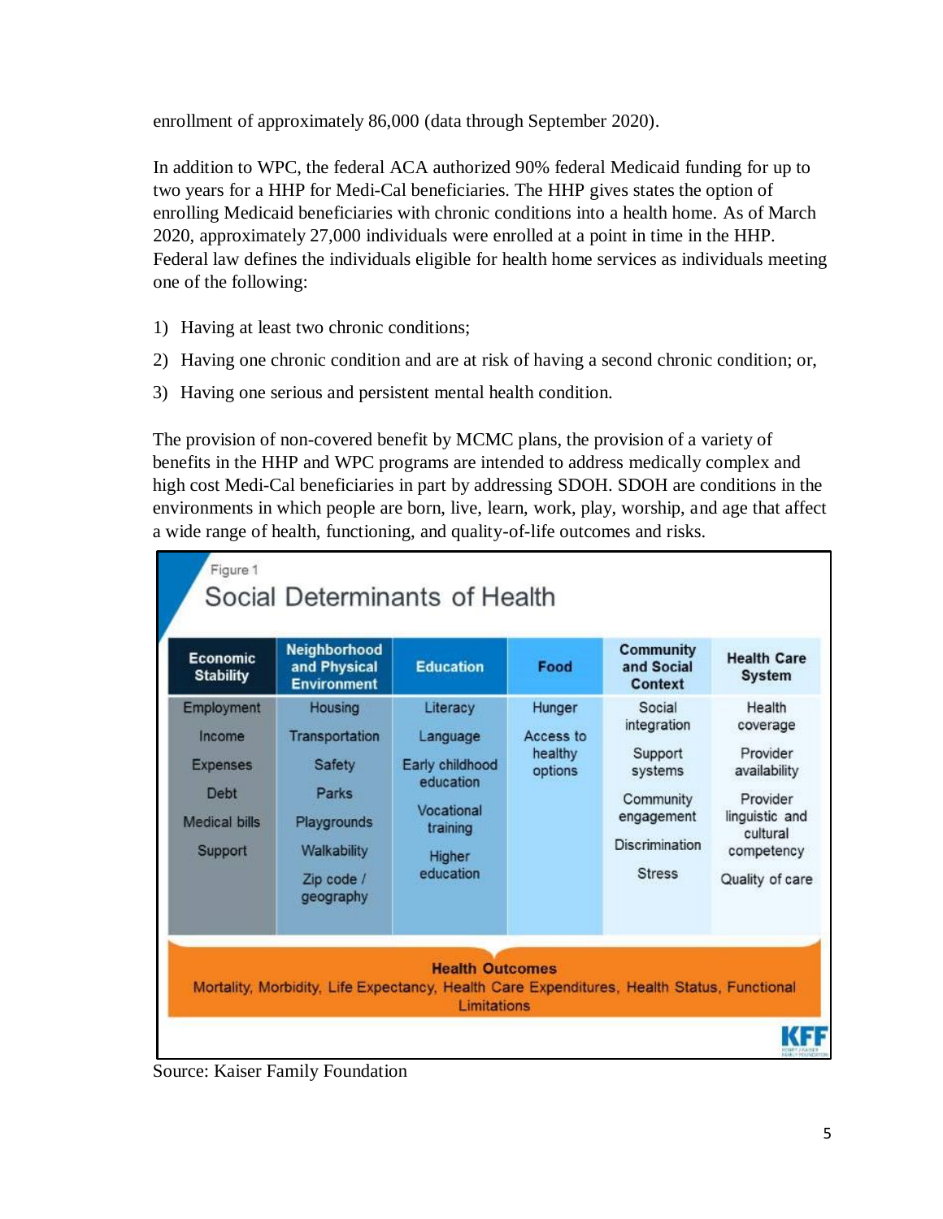enrollment of approximately 86,000 (data through September 2020).

In addition to WPC, the federal ACA authorized 90% federal Medicaid funding for up to two years for a HHP for Medi-Cal beneficiaries. The HHP gives states the option of enrolling Medicaid beneficiaries with chronic conditions into a health home. As of March 2020, approximately 27,000 individuals were enrolled at a point in time in the HHP. Federal law defines the individuals eligible for health home services as individuals meeting one of the following:

1) Having at least two chronic conditions;
2) Having one chronic condition and are at risk of having a second chronic condition; or,
3) Having one serious and persistent mental health condition.

The provision of non-covered benefit by MCMC plans, the provision of a variety of benefits in the HHP and WPC programs are intended to address medically complex and high cost Medi-Cal beneficiaries in part by addressing SDOH. SDOH are conditions in the environments in which people are born, live, learn, work, play, worship, and age that affect a wide range of health, functioning, and quality-of-life outcomes and risks.

Figure 1

## Social Determinants of Health

| Economic Stability | Neighborhood and Physical Environment | Education | Food | Community and Social Context | Health Care System |
|---|---|---|---|---|---|
| Employment<br>Income<br>Expenses<br>Debt<br>Medical bills<br>Support | Housing<br>Transportation<br>Safety<br>Parks<br>Playgrounds<br>Walkability<br>Zip code / geography | Literacy<br>Language<br>Early childhood education<br>Vocational training<br>Higher education | Hunger<br>Access to healthy options | Social integration<br>Support systems<br>Community engagement<br>Discrimination<br>Stress | Health coverage<br>Provider availability<br>Provider linguistic and cultural competency<br>Quality of care |

**Health Outcomes**

Mortality, Morbidity, Life Expectancy, Health Care Expenditures, Health Status, Functional Limitations

KFF

Source: Kaiser Family Foundation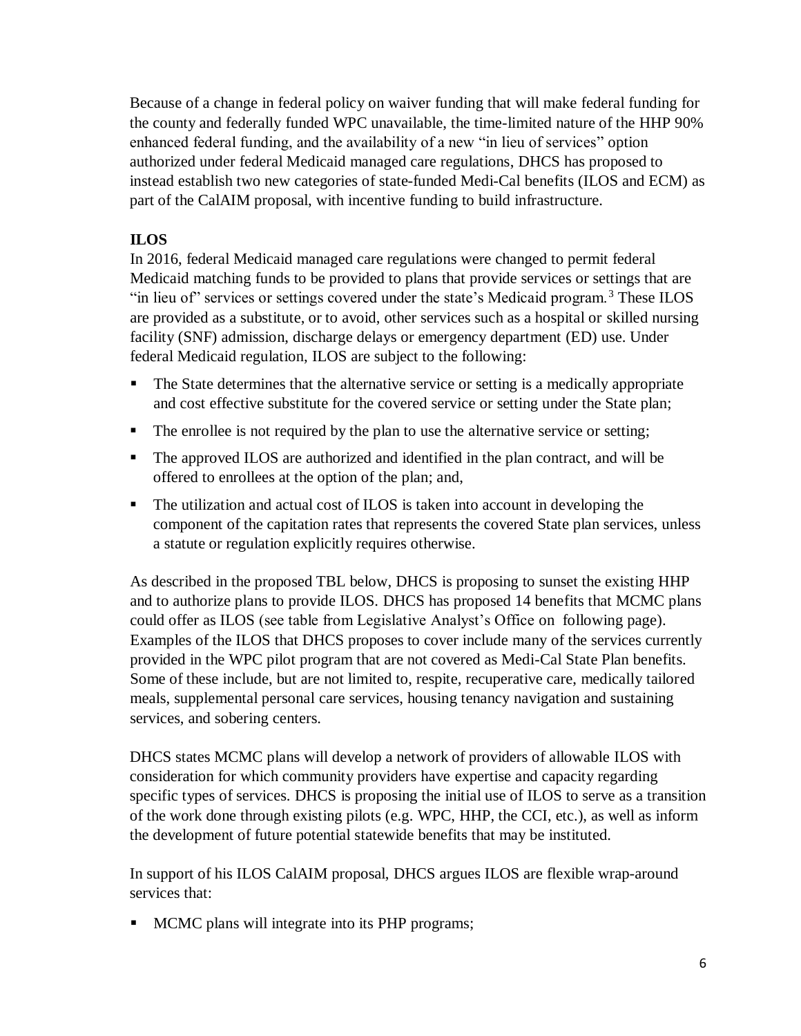Because of a change in federal policy on waiver funding that will make federal funding for the county and federally funded WPC unavailable, the time-limited nature of the HHP 90% enhanced federal funding, and the availability of a new "in lieu of services" option authorized under federal Medicaid managed care regulations, DHCS has proposed to instead establish two new categories of state-funded Medi-Cal benefits (ILOS and ECM) as part of the CalAIM proposal, with incentive funding to build infrastructure.

**ILOS**

In 2016, federal Medicaid managed care regulations were changed to permit federal Medicaid matching funds to be provided to plans that provide services or settings that are "in lieu of" services or settings covered under the state's Medicaid program.[3] These ILOS are provided as a substitute, or to avoid, other services such as a hospital or skilled nursing facility (SNF) admission, discharge delays or emergency department (ED) use. Under federal Medicaid regulation, ILOS are subject to the following:

- The State determines that the alternative service or setting is a medically appropriate and cost effective substitute for the covered service or setting under the State plan;
- The enrollee is not required by the plan to use the alternative service or setting;
- The approved ILOS are authorized and identified in the plan contract, and will be offered to enrollees at the option of the plan; and,
- The utilization and actual cost of ILOS is taken into account in developing the component of the capitation rates that represents the covered State plan services, unless a statute or regulation explicitly requires otherwise.

As described in the proposed TBL below, DHCS is proposing to sunset the existing HHP and to authorize plans to provide ILOS. DHCS has proposed 14 benefits that MCMC plans could offer as ILOS (see table from Legislative Analyst's Office on following page). Examples of the ILOS that DHCS proposes to cover include many of the services currently provided in the WPC pilot program that are not covered as Medi-Cal State Plan benefits. Some of these include, but are not limited to, respite, recuperative care, medically tailored meals, supplemental personal care services, housing tenancy navigation and sustaining services, and sobering centers.

DHCS states MCMC plans will develop a network of providers of allowable ILOS with consideration for which community providers have expertise and capacity regarding specific types of services. DHCS is proposing the initial use of ILOS to serve as a transition of the work done through existing pilots (e.g. WPC, HHP, the CCI, etc.), as well as inform the development of future potential statewide benefits that may be instituted.

In support of his ILOS CalAIM proposal, DHCS argues ILOS are flexible wrap-around services that:

- MCMC plans will integrate into its PHP programs;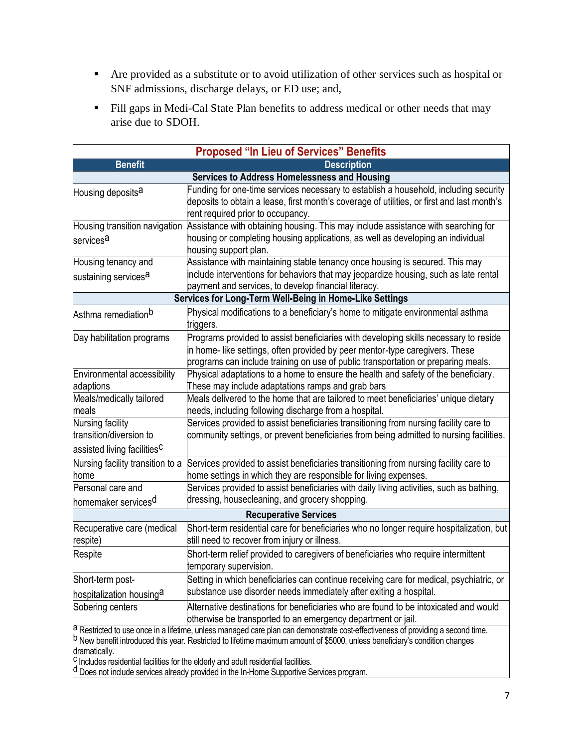- Are provided as a substitute or to avoid utilization of other services such as hospital or SNF admissions, discharge delays, or ED use; and,
- Fill gaps in Medi-Cal State Plan benefits to address medical or other needs that may arise due to SDOH.

| Proposed "In Lieu of Services" Benefits | |
|---|---|
| **Benefit** | **Description** |
| **Services to Address Homelessness and Housing** | |
| Housing deposits[a] | Funding for one-time services necessary to establish a household, including security deposits to obtain a lease, first month's coverage of utilities, or first and last month's rent required prior to occupancy. |
| Housing transition navigation services[a] | Assistance with obtaining housing. This may include assistance with searching for housing or completing housing applications, as well as developing an individual housing support plan. |
| Housing tenancy and sustaining services[a] | Assistance with maintaining stable tenancy once housing is secured. This may include interventions for behaviors that may jeopardize housing, such as late rental payment and services, to develop financial literacy. |
| **Services for Long-Term Well-Being in Home-Like Settings** | |
| Asthma remediation[b] | Physical modifications to a beneficiary's home to mitigate environmental asthma triggers. |
| Day habilitation programs | Programs provided to assist beneficiaries with developing skills necessary to reside in home- like settings, often provided by peer mentor-type caregivers. These programs can include training on use of public transportation or preparing meals. |
| Environmental accessibility adaptions | Physical adaptations to a home to ensure the health and safety of the beneficiary. These may include adaptations ramps and grab bars |
| Meals/medically tailored meals | Meals delivered to the home that are tailored to meet beneficiaries' unique dietary needs, including following discharge from a hospital. |
| Nursing facility transition/diversion to assisted living facilities[c] | Services provided to assist beneficiaries transitioning from nursing facility care to community settings, or prevent beneficiaries from being admitted to nursing facilities. |
| Nursing facility transition to a home | Services provided to assist beneficiaries transitioning from nursing facility care to home settings in which they are responsible for living expenses. |
| Personal care and homemaker services[d] | Services provided to assist beneficiaries with daily living activities, such as bathing, dressing, housecleaning, and grocery shopping. |
| **Recuperative Services** | |
| Recuperative care (medical respite) | Short-term residential care for beneficiaries who no longer require hospitalization, but still need to recover from injury or illness. |
| Respite | Short-term relief provided to caregivers of beneficiaries who require intermittent temporary supervision. |
| Short-term post-hospitalization housing[a] | Setting in which beneficiaries can continue receiving care for medical, psychiatric, or substance use disorder needs immediately after exiting a hospital. |
| Sobering centers | Alternative destinations for beneficiaries who are found to be intoxicated and would otherwise be transported to an emergency department or jail. |

[a] Restricted to use once in a lifetime, unless managed care plan can demonstrate cost-effectiveness of providing a second time.
[b] New benefit introduced this year. Restricted to lifetime maximum amount of $5000, unless beneficiary's condition changes dramatically.
[c] Includes residential facilities for the elderly and adult residential facilities.
[d] Does not include services already provided in the In-Home Supportive Services program.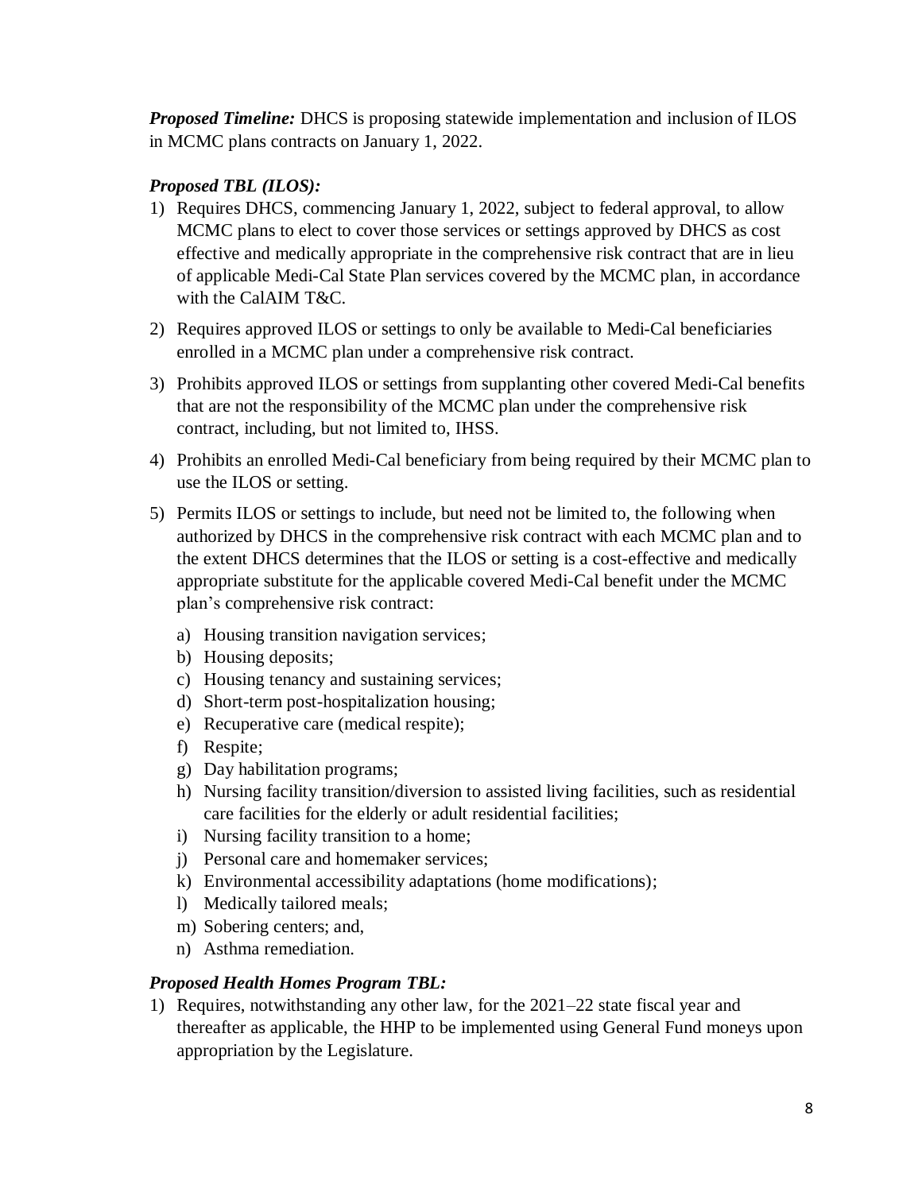***Proposed Timeline:*** DHCS is proposing statewide implementation and inclusion of ILOS in MCMC plans contracts on January 1, 2022.

***Proposed TBL (ILOS):***

1) Requires DHCS, commencing January 1, 2022, subject to federal approval, to allow MCMC plans to elect to cover those services or settings approved by DHCS as cost effective and medically appropriate in the comprehensive risk contract that are in lieu of applicable Medi-Cal State Plan services covered by the MCMC plan, in accordance with the CalAIM T&C.
2) Requires approved ILOS or settings to only be available to Medi-Cal beneficiaries enrolled in a MCMC plan under a comprehensive risk contract.
3) Prohibits approved ILOS or settings from supplanting other covered Medi-Cal benefits that are not the responsibility of the MCMC plan under the comprehensive risk contract, including, but not limited to, IHSS.
4) Prohibits an enrolled Medi-Cal beneficiary from being required by their MCMC plan to use the ILOS or setting.
5) Permits ILOS or settings to include, but need not be limited to, the following when authorized by DHCS in the comprehensive risk contract with each MCMC plan and to the extent DHCS determines that the ILOS or setting is a cost-effective and medically appropriate substitute for the applicable covered Medi-Cal benefit under the MCMC plan's comprehensive risk contract:
   a) Housing transition navigation services;
   b) Housing deposits;
   c) Housing tenancy and sustaining services;
   d) Short-term post-hospitalization housing;
   e) Recuperative care (medical respite);
   f) Respite;
   g) Day habilitation programs;
   h) Nursing facility transition/diversion to assisted living facilities, such as residential care facilities for the elderly or adult residential facilities;
   i) Nursing facility transition to a home;
   j) Personal care and homemaker services;
   k) Environmental accessibility adaptations (home modifications);
   l) Medically tailored meals;
   m) Sobering centers; and,
   n) Asthma remediation.

***Proposed Health Homes Program TBL:***

1) Requires, notwithstanding any other law, for the 2021–22 state fiscal year and thereafter as applicable, the HHP to be implemented using General Fund moneys upon appropriation by the Legislature.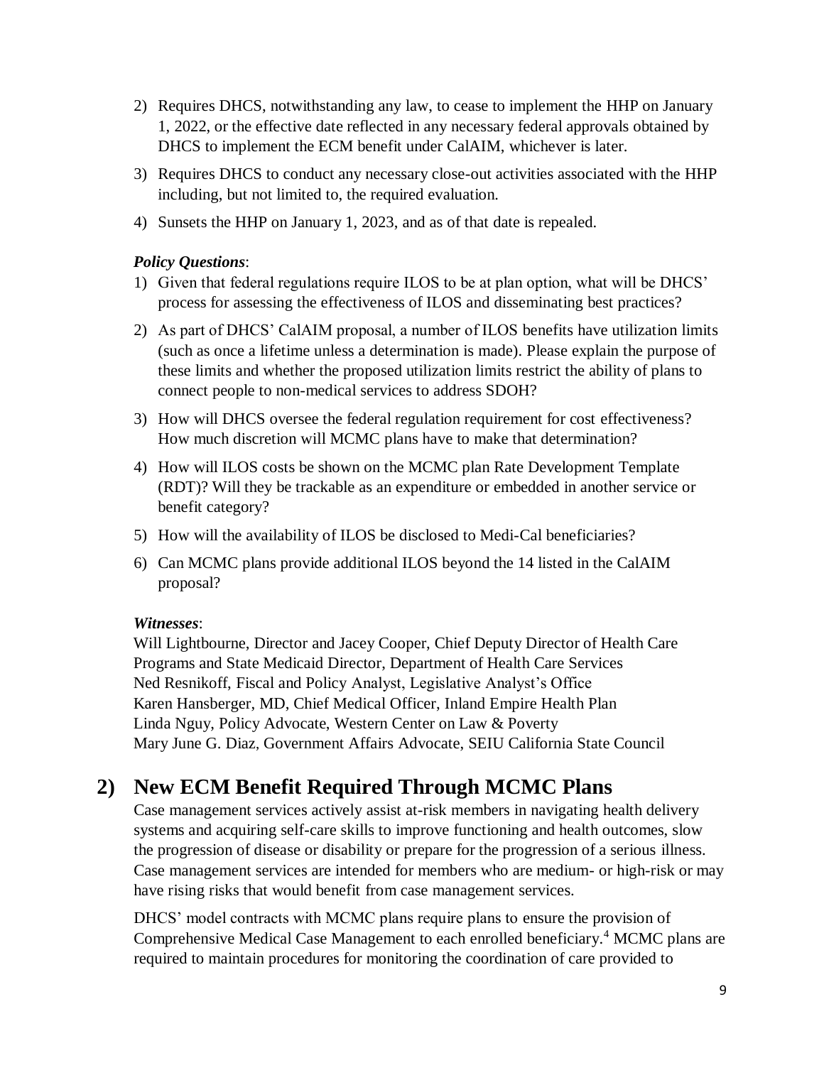2) Requires DHCS, notwithstanding any law, to cease to implement the HHP on January 1, 2022, or the effective date reflected in any necessary federal approvals obtained by DHCS to implement the ECM benefit under CalAIM, whichever is later.
3) Requires DHCS to conduct any necessary close-out activities associated with the HHP including, but not limited to, the required evaluation.
4) Sunsets the HHP on January 1, 2023, and as of that date is repealed.

***Policy Questions***:

1) Given that federal regulations require ILOS to be at plan option, what will be DHCS' process for assessing the effectiveness of ILOS and disseminating best practices?
2) As part of DHCS' CalAIM proposal, a number of ILOS benefits have utilization limits (such as once a lifetime unless a determination is made). Please explain the purpose of these limits and whether the proposed utilization limits restrict the ability of plans to connect people to non-medical services to address SDOH?
3) How will DHCS oversee the federal regulation requirement for cost effectiveness? How much discretion will MCMC plans have to make that determination?
4) How will ILOS costs be shown on the MCMC plan Rate Development Template (RDT)? Will they be trackable as an expenditure or embedded in another service or benefit category?
5) How will the availability of ILOS be disclosed to Medi-Cal beneficiaries?
6) Can MCMC plans provide additional ILOS beyond the 14 listed in the CalAIM proposal?

***Witnesses***:

Will Lightbourne, Director and Jacey Cooper, Chief Deputy Director of Health Care Programs and State Medicaid Director, Department of Health Care Services
Ned Resnikoff, Fiscal and Policy Analyst, Legislative Analyst's Office
Karen Hansberger, MD, Chief Medical Officer, Inland Empire Health Plan
Linda Nguy, Policy Advocate, Western Center on Law & Poverty
Mary June G. Diaz, Government Affairs Advocate, SEIU California State Council

## 2) New ECM Benefit Required Through MCMC Plans

Case management services actively assist at-risk members in navigating health delivery systems and acquiring self-care skills to improve functioning and health outcomes, slow the progression of disease or disability or prepare for the progression of a serious illness. Case management services are intended for members who are medium- or high-risk or may have rising risks that would benefit from case management services.

DHCS' model contracts with MCMC plans require plans to ensure the provision of Comprehensive Medical Case Management to each enrolled beneficiary.[4] MCMC plans are required to maintain procedures for monitoring the coordination of care provided to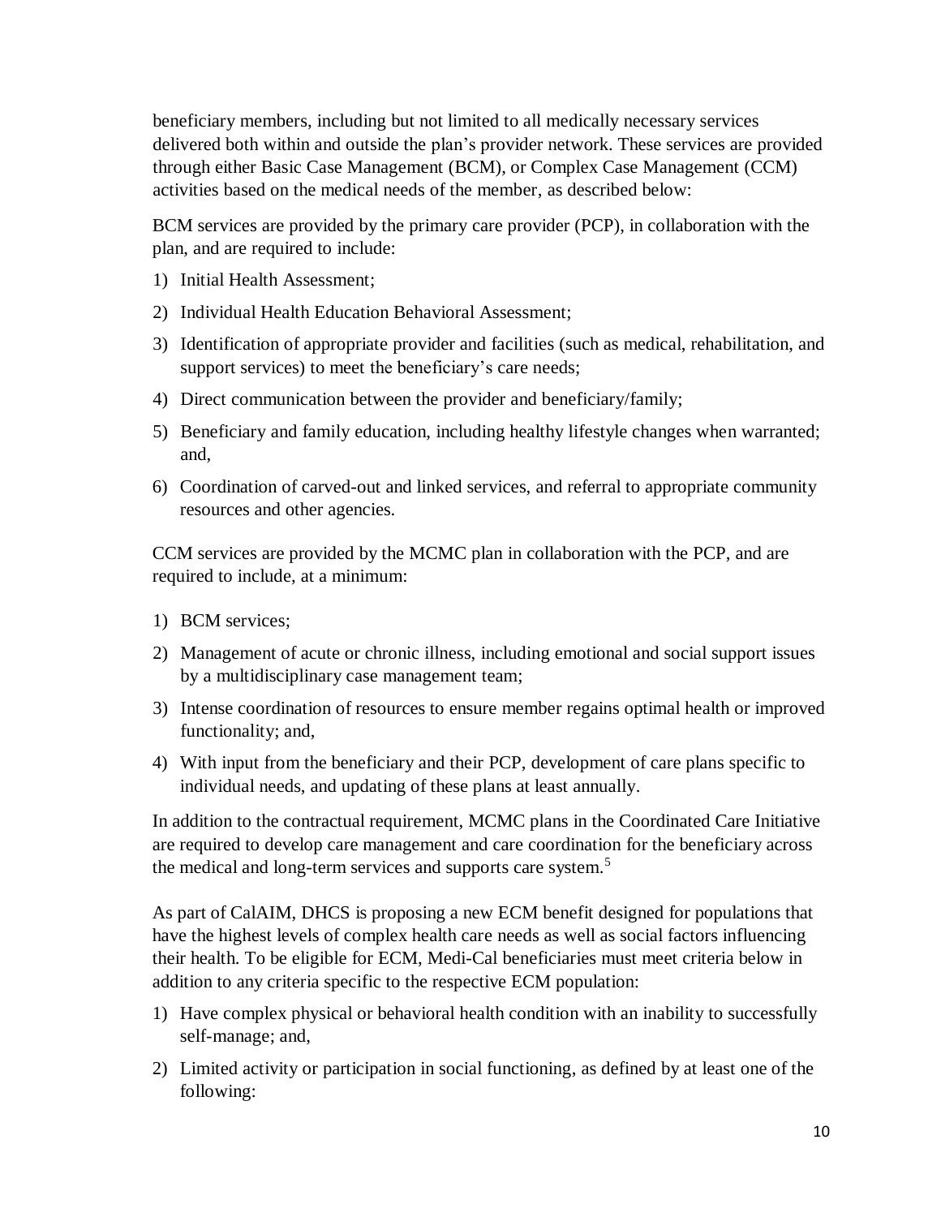beneficiary members, including but not limited to all medically necessary services delivered both within and outside the plan's provider network. These services are provided through either Basic Case Management (BCM), or Complex Case Management (CCM) activities based on the medical needs of the member, as described below:

BCM services are provided by the primary care provider (PCP), in collaboration with the plan, and are required to include:

1) Initial Health Assessment;
2) Individual Health Education Behavioral Assessment;
3) Identification of appropriate provider and facilities (such as medical, rehabilitation, and support services) to meet the beneficiary's care needs;
4) Direct communication between the provider and beneficiary/family;
5) Beneficiary and family education, including healthy lifestyle changes when warranted; and,
6) Coordination of carved-out and linked services, and referral to appropriate community resources and other agencies.

CCM services are provided by the MCMC plan in collaboration with the PCP, and are required to include, at a minimum:

1) BCM services;
2) Management of acute or chronic illness, including emotional and social support issues by a multidisciplinary case management team;
3) Intense coordination of resources to ensure member regains optimal health or improved functionality; and,
4) With input from the beneficiary and their PCP, development of care plans specific to individual needs, and updating of these plans at least annually.

In addition to the contractual requirement, MCMC plans in the Coordinated Care Initiative are required to develop care management and care coordination for the beneficiary across the medical and long-term services and supports care system.[5]

As part of CalAIM, DHCS is proposing a new ECM benefit designed for populations that have the highest levels of complex health care needs as well as social factors influencing their health. To be eligible for ECM, Medi-Cal beneficiaries must meet criteria below in addition to any criteria specific to the respective ECM population:

1) Have complex physical or behavioral health condition with an inability to successfully self-manage; and,
2) Limited activity or participation in social functioning, as defined by at least one of the following: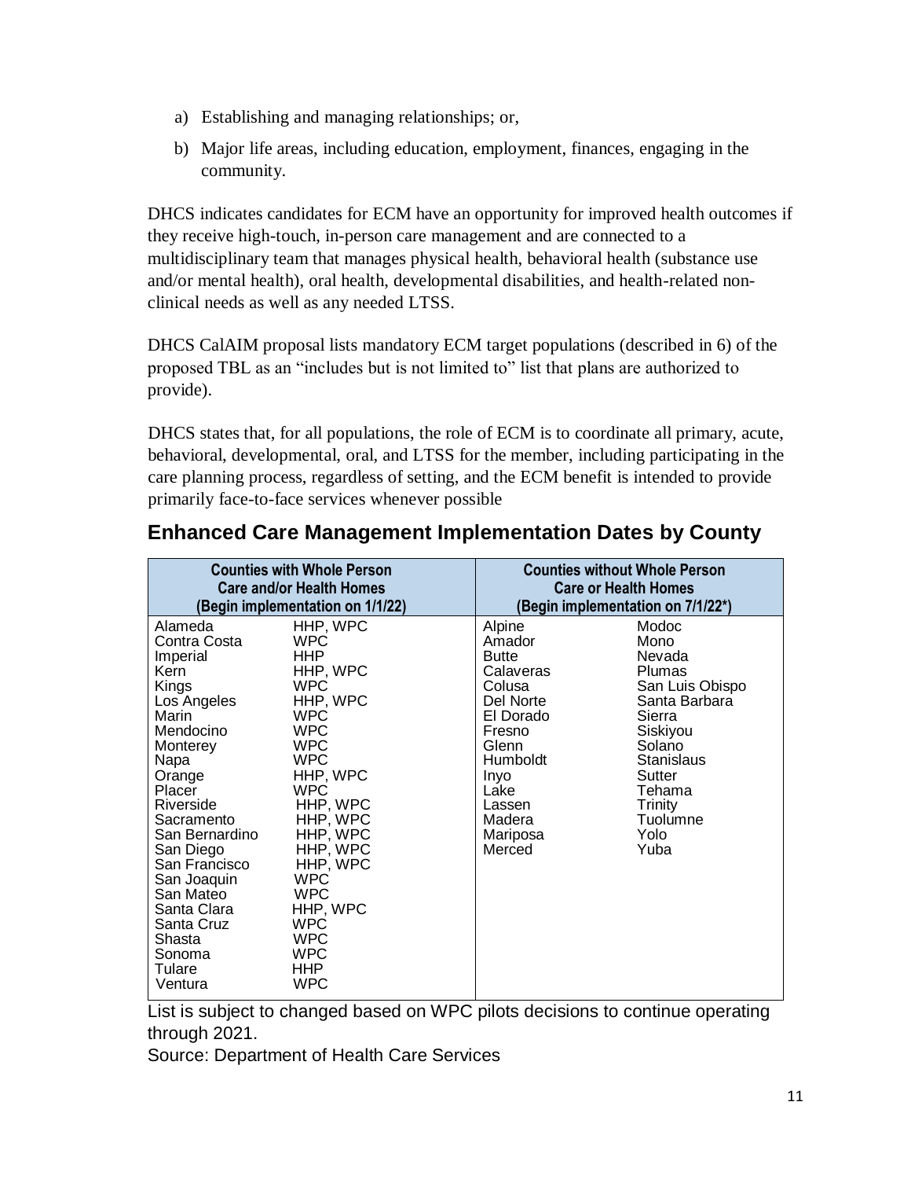a) Establishing and managing relationships; or,

b) Major life areas, including education, employment, finances, engaging in the community.

DHCS indicates candidates for ECM have an opportunity for improved health outcomes if they receive high-touch, in-person care management and are connected to a multidisciplinary team that manages physical health, behavioral health (substance use and/or mental health), oral health, developmental disabilities, and health-related non-clinical needs as well as any needed LTSS.

DHCS CalAIM proposal lists mandatory ECM target populations (described in 6) of the proposed TBL as an "includes but is not limited to" list that plans are authorized to provide).

DHCS states that, for all populations, the role of ECM is to coordinate all primary, acute, behavioral, developmental, oral, and LTSS for the member, including participating in the care planning process, regardless of setting, and the ECM benefit is intended to provide primarily face-to-face services whenever possible

## Enhanced Care Management Implementation Dates by County

| Counties with Whole Person Care and/or Health Homes (Begin implementation on 1/1/22) | | Counties without Whole Person Care or Health Homes (Begin implementation on 7/1/22*) | |
|---|---|---|---|
| Alameda | HHP, WPC | Alpine | Modoc |
| Contra Costa | WPC | Amador | Mono |
| Imperial | HHP | Butte | Nevada |
| Kern | HHP, WPC | Calaveras | Plumas |
| Kings | WPC | Colusa | San Luis Obispo |
| Los Angeles | HHP, WPC | Del Norte | Santa Barbara |
| Marin | WPC | El Dorado | Sierra |
| Mendocino | WPC | Fresno | Siskiyou |
| Monterey | WPC | Glenn | Solano |
| Napa | WPC | Humboldt | Stanislaus |
| Orange | HHP, WPC | Inyo | Sutter |
| Placer | WPC | Lake | Tehama |
| Riverside | HHP, WPC | Lassen | Trinity |
| Sacramento | HHP, WPC | Madera | Tuolumne |
| San Bernardino | HHP, WPC | Mariposa | Yolo |
| San Diego | HHP, WPC | Merced | Yuba |
| San Francisco | HHP, WPC | | |
| San Joaquin | WPC | | |
| San Mateo | WPC | | |
| Santa Clara | HHP, WPC | | |
| Santa Cruz | WPC | | |
| Shasta | WPC | | |
| Sonoma | WPC | | |
| Tulare | HHP | | |
| Ventura | WPC | | |

List is subject to changed based on WPC pilots decisions to continue operating through 2021.

Source: Department of Health Care Services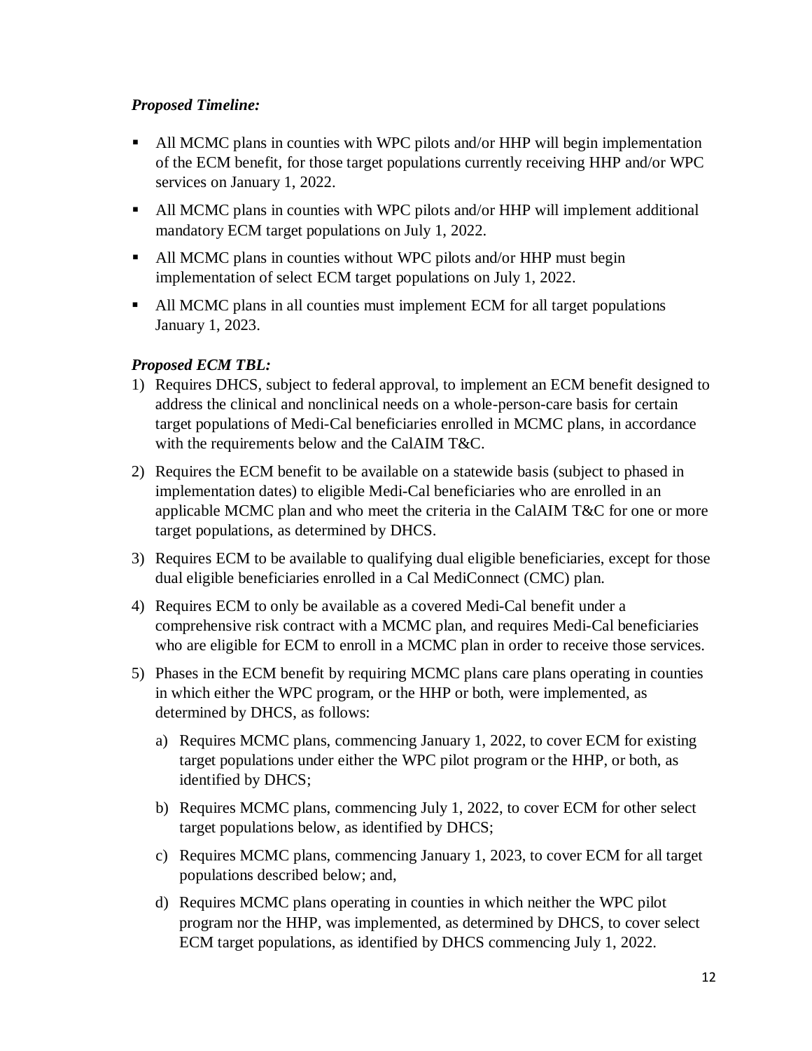***Proposed Timeline:***

- All MCMC plans in counties with WPC pilots and/or HHP will begin implementation of the ECM benefit, for those target populations currently receiving HHP and/or WPC services on January 1, 2022.
- All MCMC plans in counties with WPC pilots and/or HHP will implement additional mandatory ECM target populations on July 1, 2022.
- All MCMC plans in counties without WPC pilots and/or HHP must begin implementation of select ECM target populations on July 1, 2022.
- All MCMC plans in all counties must implement ECM for all target populations January 1, 2023.

***Proposed ECM TBL:***

1) Requires DHCS, subject to federal approval, to implement an ECM benefit designed to address the clinical and nonclinical needs on a whole-person-care basis for certain target populations of Medi-Cal beneficiaries enrolled in MCMC plans, in accordance with the requirements below and the CalAIM T&C.
2) Requires the ECM benefit to be available on a statewide basis (subject to phased in implementation dates) to eligible Medi-Cal beneficiaries who are enrolled in an applicable MCMC plan and who meet the criteria in the CalAIM T&C for one or more target populations, as determined by DHCS.
3) Requires ECM to be available to qualifying dual eligible beneficiaries, except for those dual eligible beneficiaries enrolled in a Cal MediConnect (CMC) plan.
4) Requires ECM to only be available as a covered Medi-Cal benefit under a comprehensive risk contract with a MCMC plan, and requires Medi-Cal beneficiaries who are eligible for ECM to enroll in a MCMC plan in order to receive those services.
5) Phases in the ECM benefit by requiring MCMC plans care plans operating in counties in which either the WPC program, or the HHP or both, were implemented, as determined by DHCS, as follows:
   a) Requires MCMC plans, commencing January 1, 2022, to cover ECM for existing target populations under either the WPC pilot program or the HHP, or both, as identified by DHCS;
   b) Requires MCMC plans, commencing July 1, 2022, to cover ECM for other select target populations below, as identified by DHCS;
   c) Requires MCMC plans, commencing January 1, 2023, to cover ECM for all target populations described below; and,
   d) Requires MCMC plans operating in counties in which neither the WPC pilot program nor the HHP, was implemented, as determined by DHCS, to cover select ECM target populations, as identified by DHCS commencing July 1, 2022.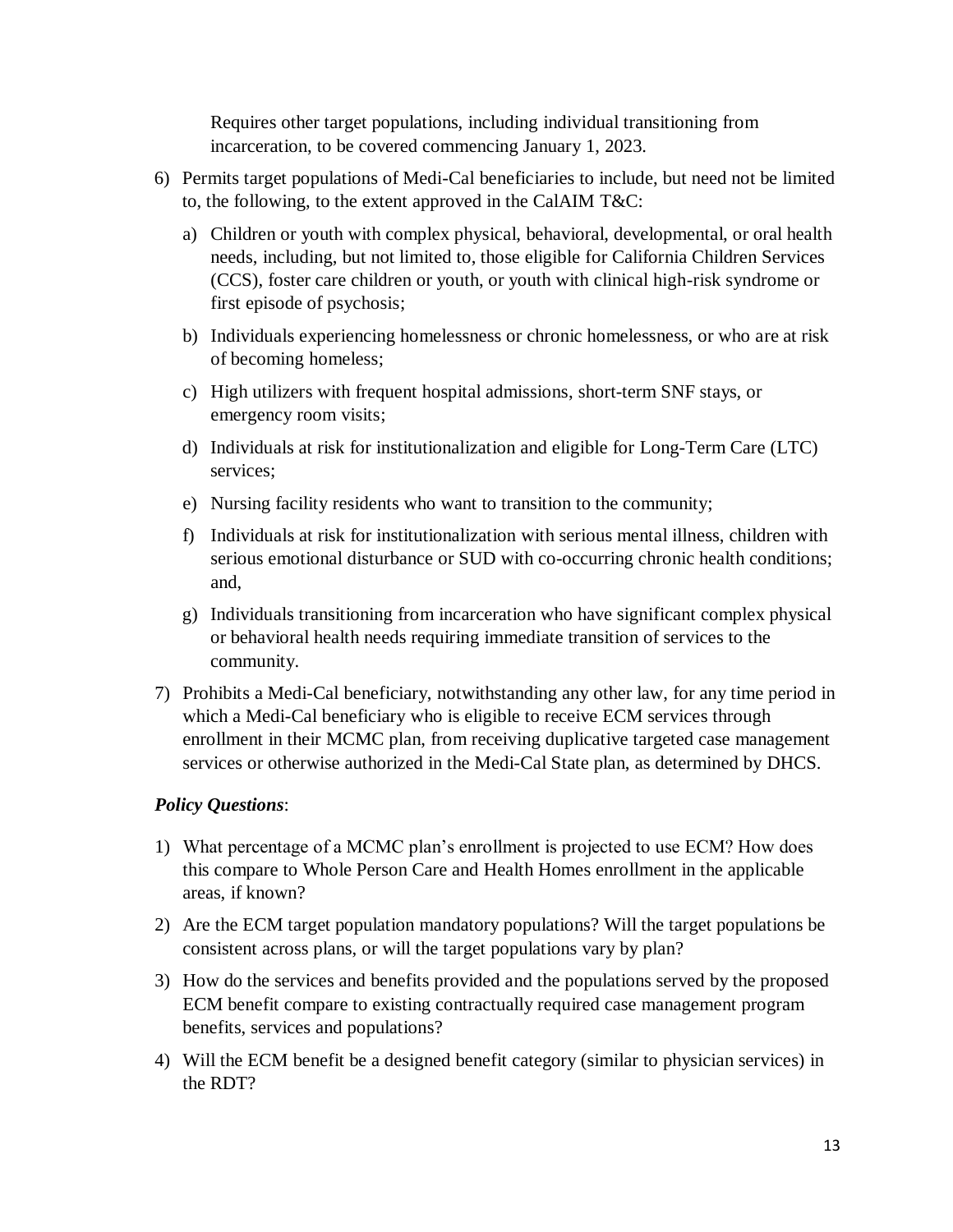Requires other target populations, including individual transitioning from incarceration, to be covered commencing January 1, 2023.

6) Permits target populations of Medi-Cal beneficiaries to include, but need not be limited to, the following, to the extent approved in the CalAIM T&C:

   a) Children or youth with complex physical, behavioral, developmental, or oral health needs, including, but not limited to, those eligible for California Children Services (CCS), foster care children or youth, or youth with clinical high-risk syndrome or first episode of psychosis;

   b) Individuals experiencing homelessness or chronic homelessness, or who are at risk of becoming homeless;

   c) High utilizers with frequent hospital admissions, short-term SNF stays, or emergency room visits;

   d) Individuals at risk for institutionalization and eligible for Long-Term Care (LTC) services;

   e) Nursing facility residents who want to transition to the community;

   f) Individuals at risk for institutionalization with serious mental illness, children with serious emotional disturbance or SUD with co-occurring chronic health conditions; and,

   g) Individuals transitioning from incarceration who have significant complex physical or behavioral health needs requiring immediate transition of services to the community.

7) Prohibits a Medi-Cal beneficiary, notwithstanding any other law, for any time period in which a Medi-Cal beneficiary who is eligible to receive ECM services through enrollment in their MCMC plan, from receiving duplicative targeted case management services or otherwise authorized in the Medi-Cal State plan, as determined by DHCS.

***Policy Questions***:

1) What percentage of a MCMC plan's enrollment is projected to use ECM? How does this compare to Whole Person Care and Health Homes enrollment in the applicable areas, if known?

2) Are the ECM target population mandatory populations? Will the target populations be consistent across plans, or will the target populations vary by plan?

3) How do the services and benefits provided and the populations served by the proposed ECM benefit compare to existing contractually required case management program benefits, services and populations?

4) Will the ECM benefit be a designed benefit category (similar to physician services) in the RDT?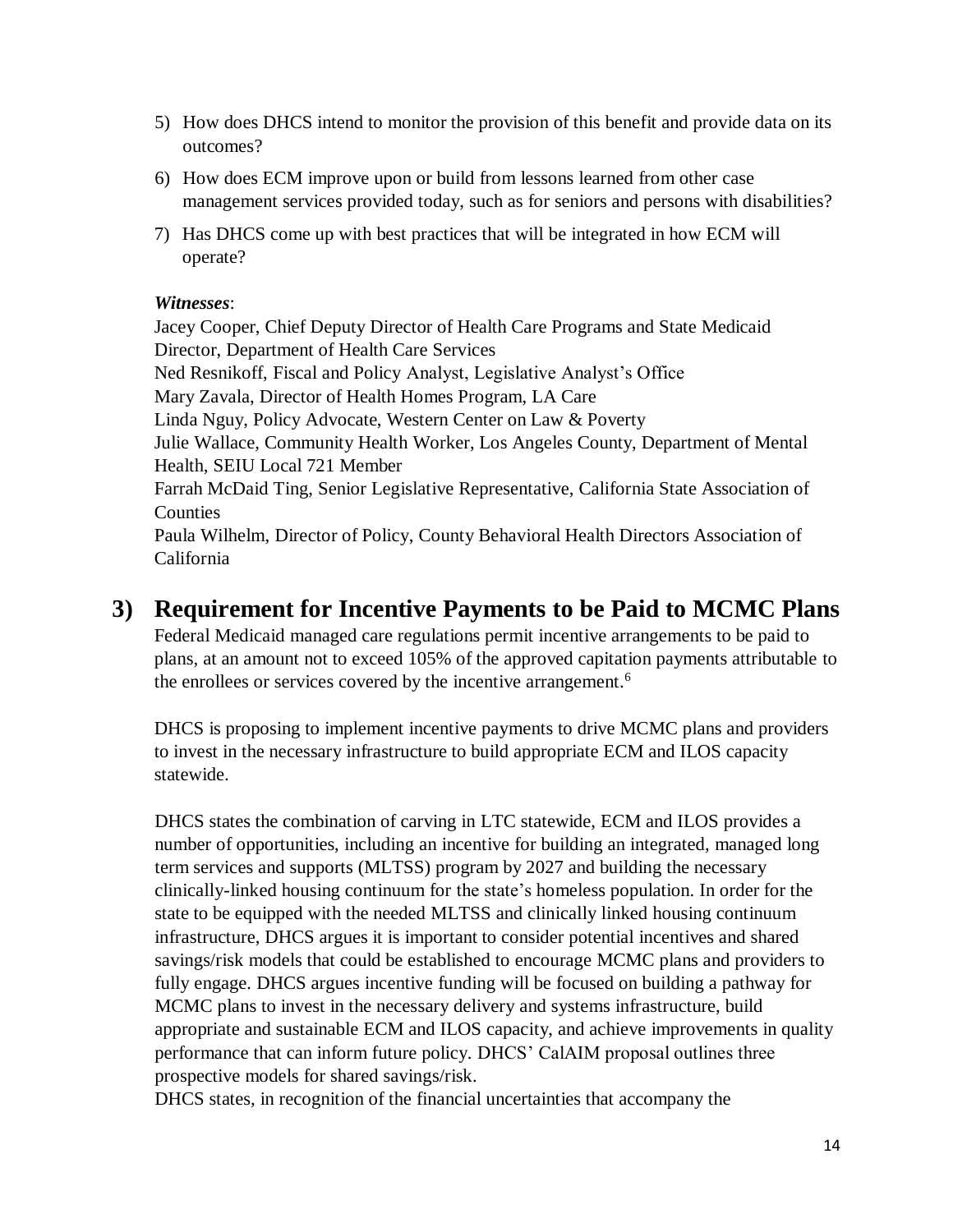5) How does DHCS intend to monitor the provision of this benefit and provide data on its outcomes?

6) How does ECM improve upon or build from lessons learned from other case management services provided today, such as for seniors and persons with disabilities?

7) Has DHCS come up with best practices that will be integrated in how ECM will operate?

***Witnesses***:
Jacey Cooper, Chief Deputy Director of Health Care Programs and State Medicaid Director, Department of Health Care Services
Ned Resnikoff, Fiscal and Policy Analyst, Legislative Analyst's Office
Mary Zavala, Director of Health Homes Program, LA Care
Linda Nguy, Policy Advocate, Western Center on Law & Poverty
Julie Wallace, Community Health Worker, Los Angeles County, Department of Mental Health, SEIU Local 721 Member
Farrah McDaid Ting, Senior Legislative Representative, California State Association of Counties
Paula Wilhelm, Director of Policy, County Behavioral Health Directors Association of California

## 3) Requirement for Incentive Payments to be Paid to MCMC Plans

Federal Medicaid managed care regulations permit incentive arrangements to be paid to plans, at an amount not to exceed 105% of the approved capitation payments attributable to the enrollees or services covered by the incentive arrangement.[6]

DHCS is proposing to implement incentive payments to drive MCMC plans and providers to invest in the necessary infrastructure to build appropriate ECM and ILOS capacity statewide.

DHCS states the combination of carving in LTC statewide, ECM and ILOS provides a number of opportunities, including an incentive for building an integrated, managed long term services and supports (MLTSS) program by 2027 and building the necessary clinically-linked housing continuum for the state's homeless population. In order for the state to be equipped with the needed MLTSS and clinically linked housing continuum infrastructure, DHCS argues it is important to consider potential incentives and shared savings/risk models that could be established to encourage MCMC plans and providers to fully engage. DHCS argues incentive funding will be focused on building a pathway for MCMC plans to invest in the necessary delivery and systems infrastructure, build appropriate and sustainable ECM and ILOS capacity, and achieve improvements in quality performance that can inform future policy. DHCS' CalAIM proposal outlines three prospective models for shared savings/risk.
DHCS states, in recognition of the financial uncertainties that accompany the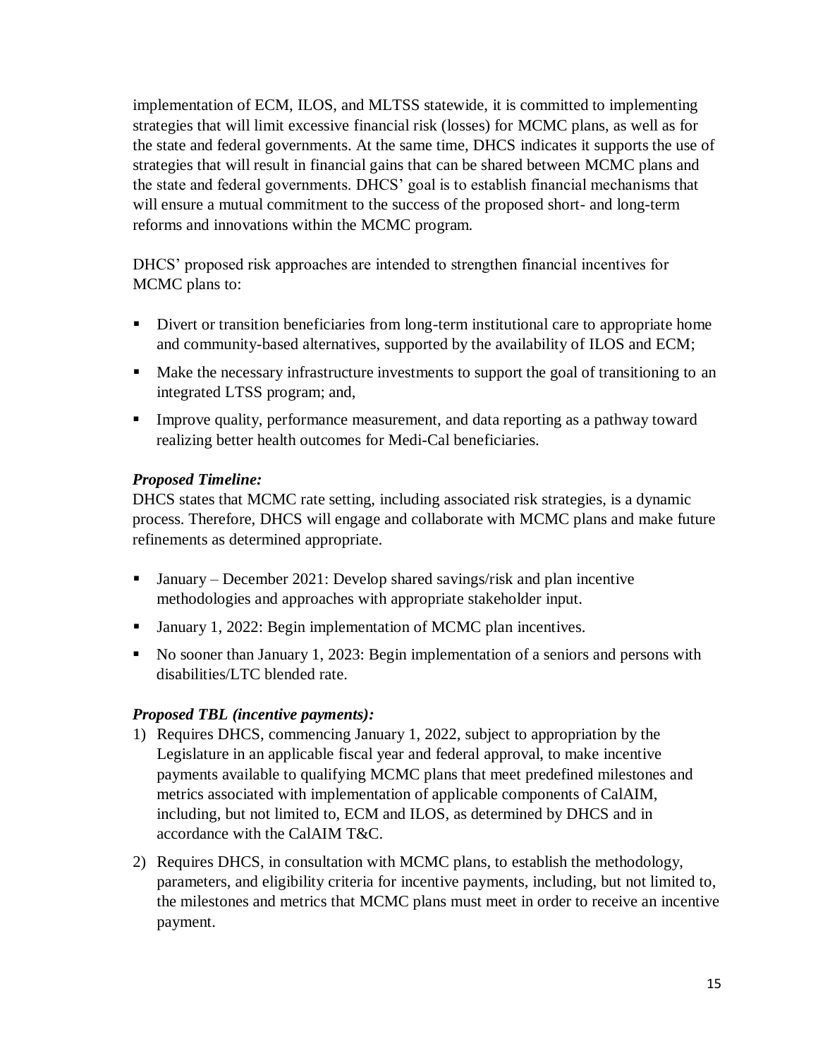implementation of ECM, ILOS, and MLTSS statewide, it is committed to implementing strategies that will limit excessive financial risk (losses) for MCMC plans, as well as for the state and federal governments. At the same time, DHCS indicates it supports the use of strategies that will result in financial gains that can be shared between MCMC plans and the state and federal governments. DHCS' goal is to establish financial mechanisms that will ensure a mutual commitment to the success of the proposed short- and long-term reforms and innovations within the MCMC program.

DHCS' proposed risk approaches are intended to strengthen financial incentives for MCMC plans to:

- Divert or transition beneficiaries from long-term institutional care to appropriate home and community-based alternatives, supported by the availability of ILOS and ECM;
- Make the necessary infrastructure investments to support the goal of transitioning to an integrated LTSS program; and,
- Improve quality, performance measurement, and data reporting as a pathway toward realizing better health outcomes for Medi-Cal beneficiaries.

***Proposed Timeline:***
DHCS states that MCMC rate setting, including associated risk strategies, is a dynamic process. Therefore, DHCS will engage and collaborate with MCMC plans and make future refinements as determined appropriate.

- January – December 2021: Develop shared savings/risk and plan incentive methodologies and approaches with appropriate stakeholder input.
- January 1, 2022: Begin implementation of MCMC plan incentives.
- No sooner than January 1, 2023: Begin implementation of a seniors and persons with disabilities/LTC blended rate.

***Proposed TBL (incentive payments):***

1) Requires DHCS, commencing January 1, 2022, subject to appropriation by the Legislature in an applicable fiscal year and federal approval, to make incentive payments available to qualifying MCMC plans that meet predefined milestones and metrics associated with implementation of applicable components of CalAIM, including, but not limited to, ECM and ILOS, as determined by DHCS and in accordance with the CalAIM T&C.
2) Requires DHCS, in consultation with MCMC plans, to establish the methodology, parameters, and eligibility criteria for incentive payments, including, but not limited to, the milestones and metrics that MCMC plans must meet in order to receive an incentive payment.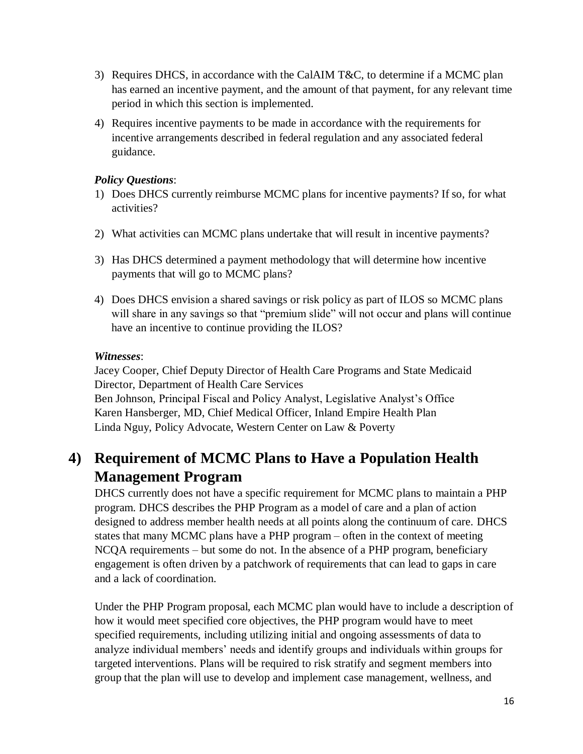3) Requires DHCS, in accordance with the CalAIM T&C, to determine if a MCMC plan has earned an incentive payment, and the amount of that payment, for any relevant time period in which this section is implemented.

4) Requires incentive payments to be made in accordance with the requirements for incentive arrangements described in federal regulation and any associated federal guidance.

***Policy Questions***:

1) Does DHCS currently reimburse MCMC plans for incentive payments? If so, for what activities?

2) What activities can MCMC plans undertake that will result in incentive payments?

3) Has DHCS determined a payment methodology that will determine how incentive payments that will go to MCMC plans?

4) Does DHCS envision a shared savings or risk policy as part of ILOS so MCMC plans will share in any savings so that "premium slide" will not occur and plans will continue have an incentive to continue providing the ILOS?

***Witnesses***:

Jacey Cooper, Chief Deputy Director of Health Care Programs and State Medicaid Director, Department of Health Care Services
Ben Johnson, Principal Fiscal and Policy Analyst, Legislative Analyst's Office
Karen Hansberger, MD, Chief Medical Officer, Inland Empire Health Plan
Linda Nguy, Policy Advocate, Western Center on Law & Poverty

## 4) Requirement of MCMC Plans to Have a Population Health Management Program

DHCS currently does not have a specific requirement for MCMC plans to maintain a PHP program. DHCS describes the PHP Program as a model of care and a plan of action designed to address member health needs at all points along the continuum of care. DHCS states that many MCMC plans have a PHP program – often in the context of meeting NCQA requirements – but some do not. In the absence of a PHP program, beneficiary engagement is often driven by a patchwork of requirements that can lead to gaps in care and a lack of coordination.

Under the PHP Program proposal, each MCMC plan would have to include a description of how it would meet specified core objectives, the PHP program would have to meet specified requirements, including utilizing initial and ongoing assessments of data to analyze individual members' needs and identify groups and individuals within groups for targeted interventions. Plans will be required to risk stratify and segment members into group that the plan will use to develop and implement case management, wellness, and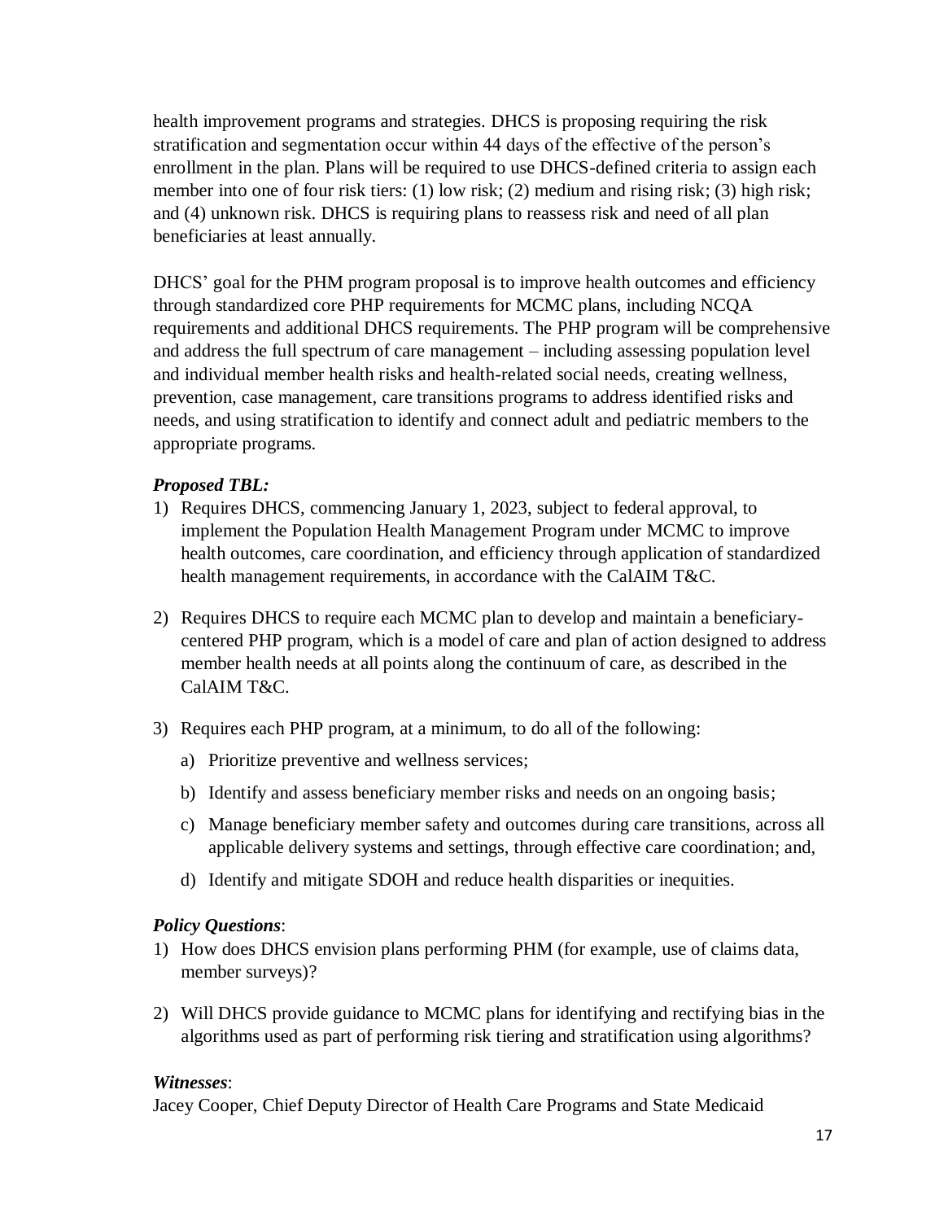health improvement programs and strategies. DHCS is proposing requiring the risk stratification and segmentation occur within 44 days of the effective of the person's enrollment in the plan. Plans will be required to use DHCS-defined criteria to assign each member into one of four risk tiers: (1) low risk; (2) medium and rising risk; (3) high risk; and (4) unknown risk. DHCS is requiring plans to reassess risk and need of all plan beneficiaries at least annually.

DHCS' goal for the PHM program proposal is to improve health outcomes and efficiency through standardized core PHP requirements for MCMC plans, including NCQA requirements and additional DHCS requirements. The PHP program will be comprehensive and address the full spectrum of care management – including assessing population level and individual member health risks and health-related social needs, creating wellness, prevention, case management, care transitions programs to address identified risks and needs, and using stratification to identify and connect adult and pediatric members to the appropriate programs.

***Proposed TBL:***

1) Requires DHCS, commencing January 1, 2023, subject to federal approval, to implement the Population Health Management Program under MCMC to improve health outcomes, care coordination, and efficiency through application of standardized health management requirements, in accordance with the CalAIM T&C.

2) Requires DHCS to require each MCMC plan to develop and maintain a beneficiary-centered PHP program, which is a model of care and plan of action designed to address member health needs at all points along the continuum of care, as described in the CalAIM T&C.

3) Requires each PHP program, at a minimum, to do all of the following:

   a) Prioritize preventive and wellness services;

   b) Identify and assess beneficiary member risks and needs on an ongoing basis;

   c) Manage beneficiary member safety and outcomes during care transitions, across all applicable delivery systems and settings, through effective care coordination; and,

   d) Identify and mitigate SDOH and reduce health disparities or inequities.

***Policy Questions***:

1) How does DHCS envision plans performing PHM (for example, use of claims data, member surveys)?

2) Will DHCS provide guidance to MCMC plans for identifying and rectifying bias in the algorithms used as part of performing risk tiering and stratification using algorithms?

***Witnesses***:

Jacey Cooper, Chief Deputy Director of Health Care Programs and State Medicaid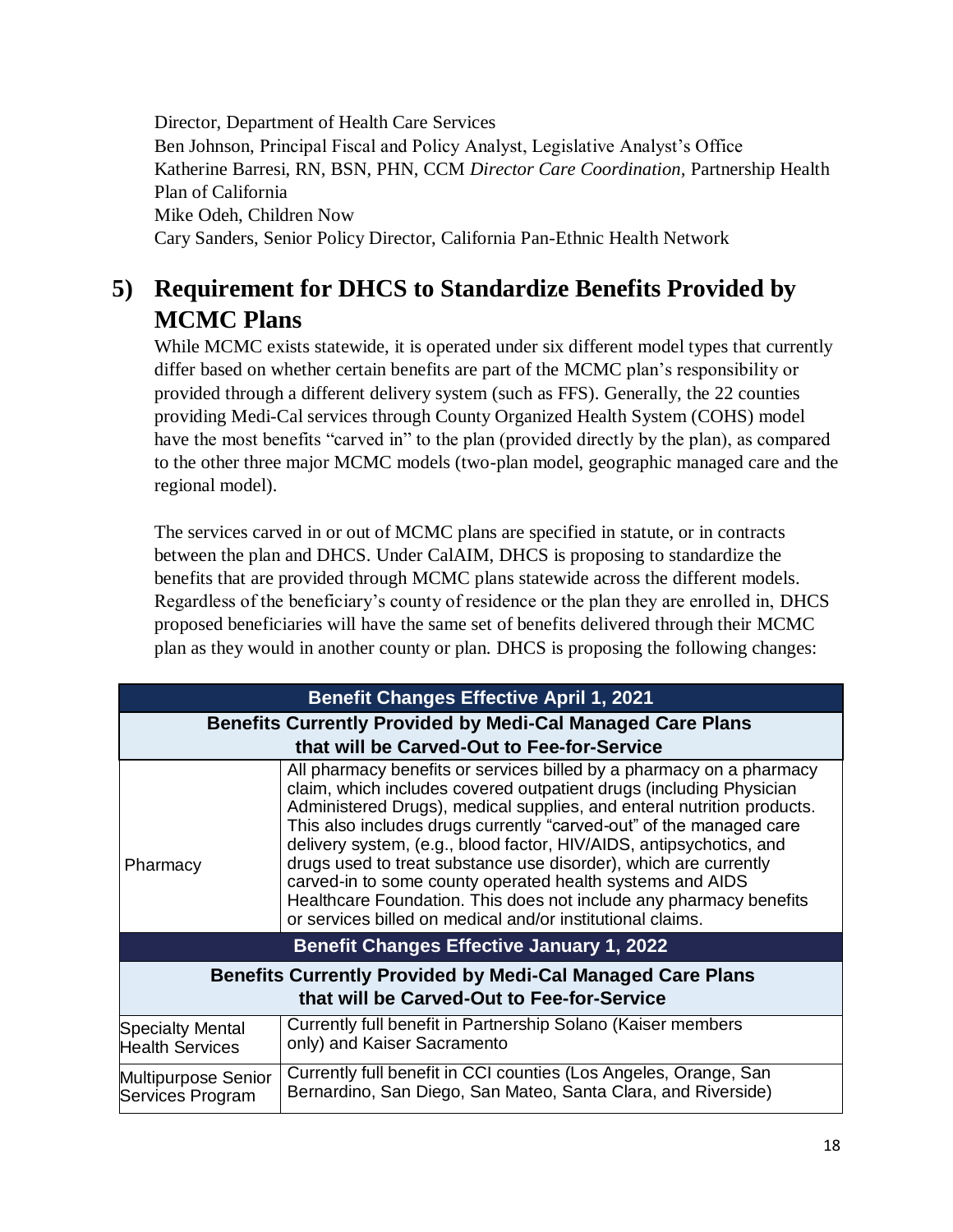Director, Department of Health Care Services
Ben Johnson, Principal Fiscal and Policy Analyst, Legislative Analyst's Office
Katherine Barresi, RN, BSN, PHN, CCM *Director Care Coordination*, Partnership Health Plan of California
Mike Odeh, Children Now
Cary Sanders, Senior Policy Director, California Pan-Ethnic Health Network

## 5) Requirement for DHCS to Standardize Benefits Provided by MCMC Plans

While MCMC exists statewide, it is operated under six different model types that currently differ based on whether certain benefits are part of the MCMC plan's responsibility or provided through a different delivery system (such as FFS). Generally, the 22 counties providing Medi-Cal services through County Organized Health System (COHS) model have the most benefits "carved in" to the plan (provided directly by the plan), as compared to the other three major MCMC models (two-plan model, geographic managed care and the regional model).

The services carved in or out of MCMC plans are specified in statute, or in contracts between the plan and DHCS. Under CalAIM, DHCS is proposing to standardize the benefits that are provided through MCMC plans statewide across the different models. Regardless of the beneficiary's county of residence or the plan they are enrolled in, DHCS proposed beneficiaries will have the same set of benefits delivered through their MCMC plan as they would in another county or plan. DHCS is proposing the following changes:

| Benefit Changes Effective April 1, 2021 | |
|---|---|
| **Benefits Currently Provided by Medi-Cal Managed Care Plans that will be Carved-Out to Fee-for-Service** | |
| Pharmacy | All pharmacy benefits or services billed by a pharmacy on a pharmacy claim, which includes covered outpatient drugs (including Physician Administered Drugs), medical supplies, and enteral nutrition products. This also includes drugs currently "carved-out" of the managed care delivery system, (e.g., blood factor, HIV/AIDS, antipsychotics, and drugs used to treat substance use disorder), which are currently carved-in to some county operated health systems and AIDS Healthcare Foundation. This does not include any pharmacy benefits or services billed on medical and/or institutional claims. |
| **Benefit Changes Effective January 1, 2022** | |
| **Benefits Currently Provided by Medi-Cal Managed Care Plans that will be Carved-Out to Fee-for-Service** | |
| Specialty Mental Health Services | Currently full benefit in Partnership Solano (Kaiser members only) and Kaiser Sacramento |
| Multipurpose Senior Services Program | Currently full benefit in CCI counties (Los Angeles, Orange, San Bernardino, San Diego, San Mateo, Santa Clara, and Riverside) |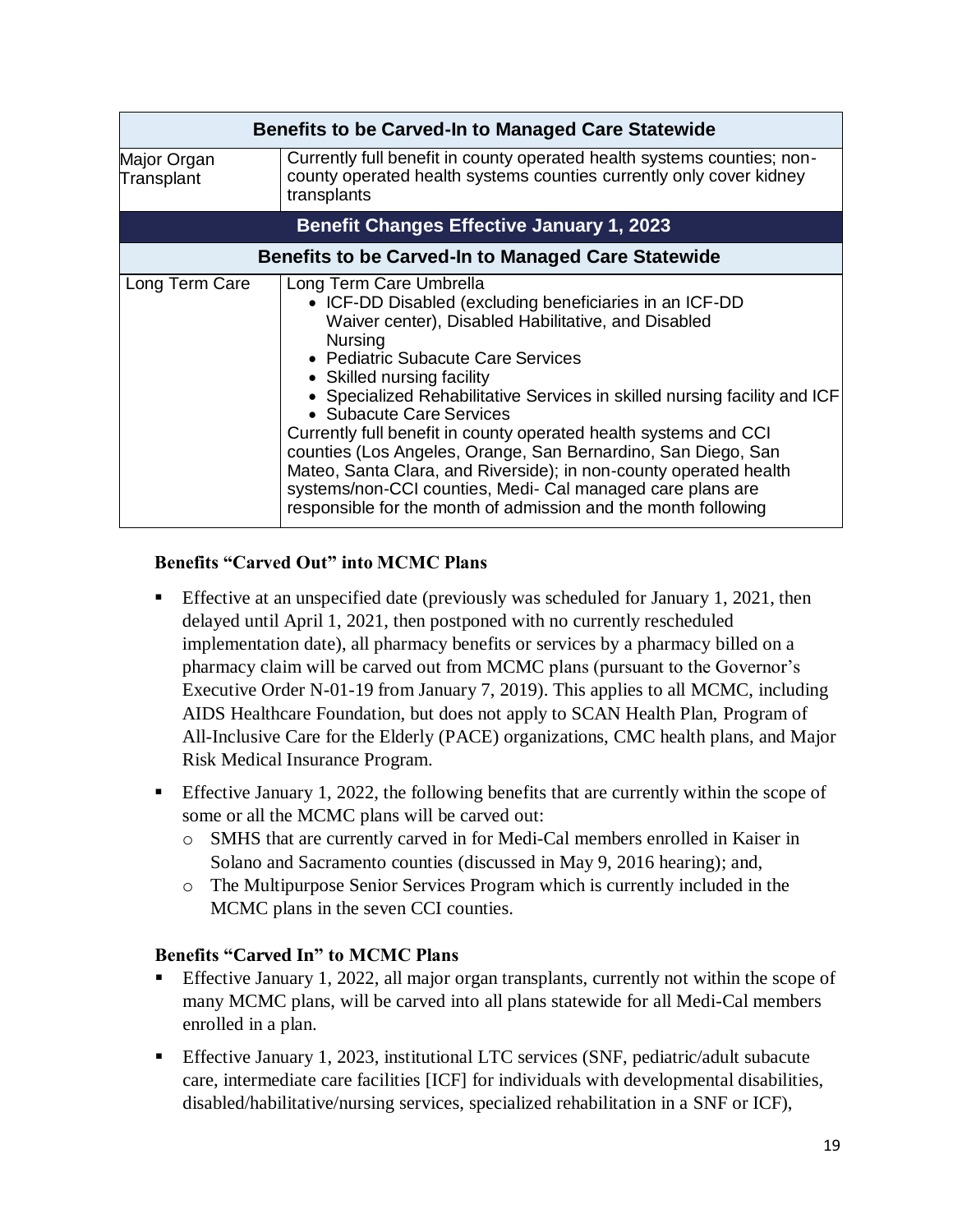| Benefits to be Carved-In to Managed Care Statewide | |
|---|---|
| Major Organ Transplant | Currently full benefit in county operated health systems counties; non-county operated health systems counties currently only cover kidney transplants |
| **Benefit Changes Effective January 1, 2023** | |
| **Benefits to be Carved-In to Managed Care Statewide** | |
| Long Term Care | Long Term Care Umbrella<br>• ICF-DD Disabled (excluding beneficiaries in an ICF-DD Waiver center), Disabled Habilitative, and Disabled Nursing<br>• Pediatric Subacute Care Services<br>• Skilled nursing facility<br>• Specialized Rehabilitative Services in skilled nursing facility and ICF<br>• Subacute Care Services<br>Currently full benefit in county operated health systems and CCI counties (Los Angeles, Orange, San Bernardino, San Diego, San Mateo, Santa Clara, and Riverside); in non-county operated health systems/non-CCI counties, Medi- Cal managed care plans are responsible for the month of admission and the month following |

**Benefits "Carved Out" into MCMC Plans**

- Effective at an unspecified date (previously was scheduled for January 1, 2021, then delayed until April 1, 2021, then postponed with no currently rescheduled implementation date), all pharmacy benefits or services by a pharmacy billed on a pharmacy claim will be carved out from MCMC plans (pursuant to the Governor's Executive Order N-01-19 from January 7, 2019). This applies to all MCMC, including AIDS Healthcare Foundation, but does not apply to SCAN Health Plan, Program of All-Inclusive Care for the Elderly (PACE) organizations, CMC health plans, and Major Risk Medical Insurance Program.
- Effective January 1, 2022, the following benefits that are currently within the scope of some or all the MCMC plans will be carved out:
  - SMHS that are currently carved in for Medi-Cal members enrolled in Kaiser in Solano and Sacramento counties (discussed in May 9, 2016 hearing); and,
  - The Multipurpose Senior Services Program which is currently included in the MCMC plans in the seven CCI counties.

**Benefits "Carved In" to MCMC Plans**

- Effective January 1, 2022, all major organ transplants, currently not within the scope of many MCMC plans, will be carved into all plans statewide for all Medi-Cal members enrolled in a plan.
- Effective January 1, 2023, institutional LTC services (SNF, pediatric/adult subacute care, intermediate care facilities [ICF] for individuals with developmental disabilities, disabled/habilitative/nursing services, specialized rehabilitation in a SNF or ICF),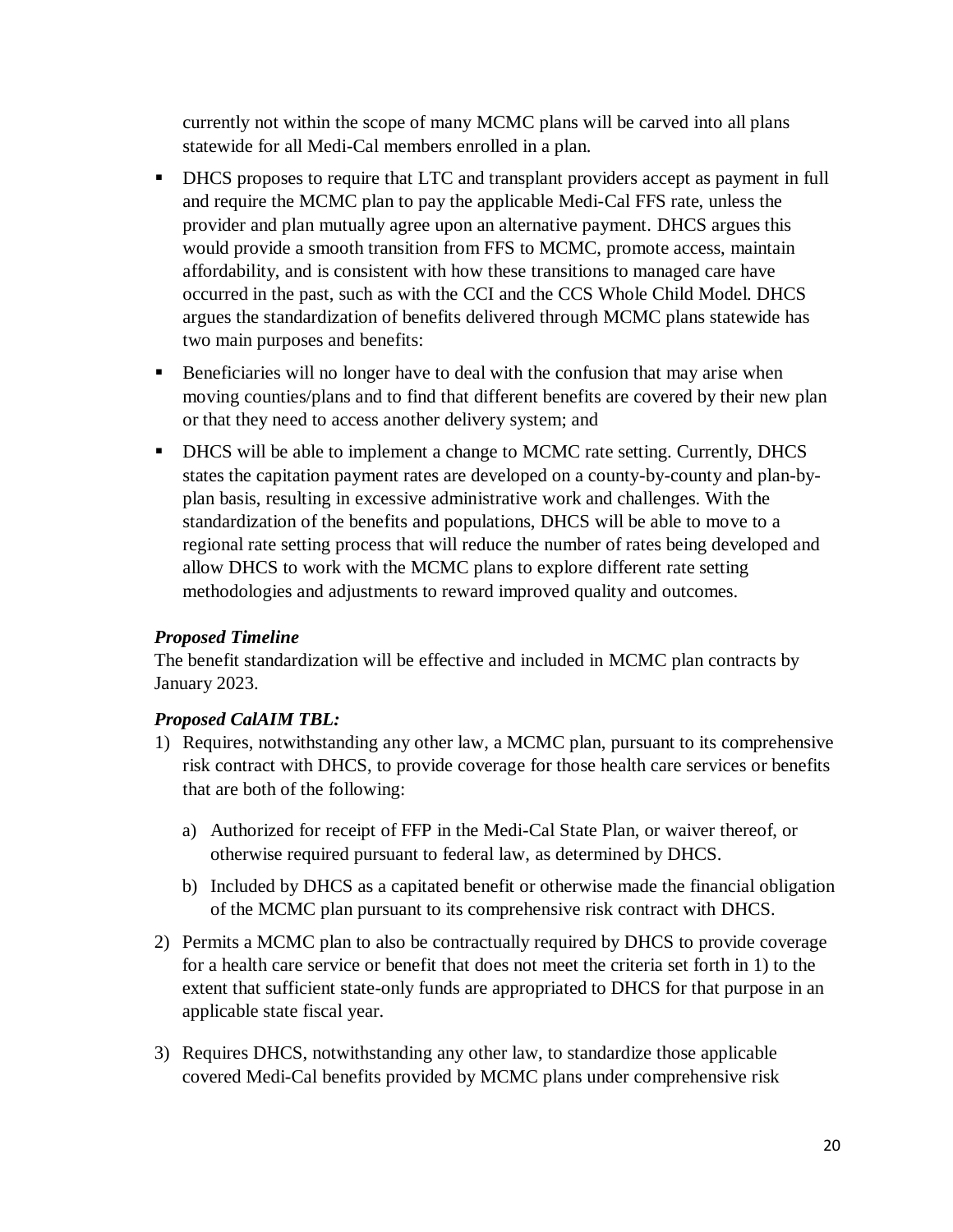currently not within the scope of many MCMC plans will be carved into all plans statewide for all Medi-Cal members enrolled in a plan.

- DHCS proposes to require that LTC and transplant providers accept as payment in full and require the MCMC plan to pay the applicable Medi-Cal FFS rate, unless the provider and plan mutually agree upon an alternative payment. DHCS argues this would provide a smooth transition from FFS to MCMC, promote access, maintain affordability, and is consistent with how these transitions to managed care have occurred in the past, such as with the CCI and the CCS Whole Child Model. DHCS argues the standardization of benefits delivered through MCMC plans statewide has two main purposes and benefits:
- Beneficiaries will no longer have to deal with the confusion that may arise when moving counties/plans and to find that different benefits are covered by their new plan or that they need to access another delivery system; and
- DHCS will be able to implement a change to MCMC rate setting. Currently, DHCS states the capitation payment rates are developed on a county-by-county and plan-by-plan basis, resulting in excessive administrative work and challenges. With the standardization of the benefits and populations, DHCS will be able to move to a regional rate setting process that will reduce the number of rates being developed and allow DHCS to work with the MCMC plans to explore different rate setting methodologies and adjustments to reward improved quality and outcomes.

***Proposed Timeline***

The benefit standardization will be effective and included in MCMC plan contracts by January 2023.

***Proposed CalAIM TBL:***

1) Requires, notwithstanding any other law, a MCMC plan, pursuant to its comprehensive risk contract with DHCS, to provide coverage for those health care services or benefits that are both of the following:

   a) Authorized for receipt of FFP in the Medi-Cal State Plan, or waiver thereof, or otherwise required pursuant to federal law, as determined by DHCS.

   b) Included by DHCS as a capitated benefit or otherwise made the financial obligation of the MCMC plan pursuant to its comprehensive risk contract with DHCS.

2) Permits a MCMC plan to also be contractually required by DHCS to provide coverage for a health care service or benefit that does not meet the criteria set forth in 1) to the extent that sufficient state-only funds are appropriated to DHCS for that purpose in an applicable state fiscal year.

3) Requires DHCS, notwithstanding any other law, to standardize those applicable covered Medi-Cal benefits provided by MCMC plans under comprehensive risk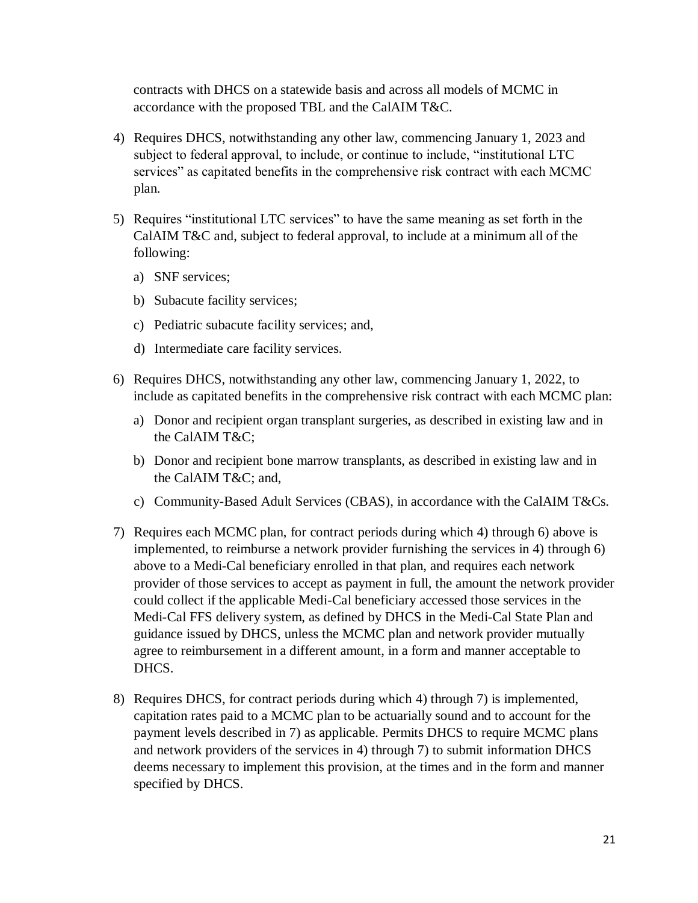contracts with DHCS on a statewide basis and across all models of MCMC in accordance with the proposed TBL and the CalAIM T&C.

4) Requires DHCS, notwithstanding any other law, commencing January 1, 2023 and subject to federal approval, to include, or continue to include, "institutional LTC services" as capitated benefits in the comprehensive risk contract with each MCMC plan.

5) Requires "institutional LTC services" to have the same meaning as set forth in the CalAIM T&C and, subject to federal approval, to include at a minimum all of the following:

    a) SNF services;

    b) Subacute facility services;

    c) Pediatric subacute facility services; and,

    d) Intermediate care facility services.

6) Requires DHCS, notwithstanding any other law, commencing January 1, 2022, to include as capitated benefits in the comprehensive risk contract with each MCMC plan:

    a) Donor and recipient organ transplant surgeries, as described in existing law and in the CalAIM T&C;

    b) Donor and recipient bone marrow transplants, as described in existing law and in the CalAIM T&C; and,

    c) Community-Based Adult Services (CBAS), in accordance with the CalAIM T&Cs.

7) Requires each MCMC plan, for contract periods during which 4) through 6) above is implemented, to reimburse a network provider furnishing the services in 4) through 6) above to a Medi-Cal beneficiary enrolled in that plan, and requires each network provider of those services to accept as payment in full, the amount the network provider could collect if the applicable Medi-Cal beneficiary accessed those services in the Medi-Cal FFS delivery system, as defined by DHCS in the Medi-Cal State Plan and guidance issued by DHCS, unless the MCMC plan and network provider mutually agree to reimbursement in a different amount, in a form and manner acceptable to DHCS.

8) Requires DHCS, for contract periods during which 4) through 7) is implemented, capitation rates paid to a MCMC plan to be actuarially sound and to account for the payment levels described in 7) as applicable. Permits DHCS to require MCMC plans and network providers of the services in 4) through 7) to submit information DHCS deems necessary to implement this provision, at the times and in the form and manner specified by DHCS.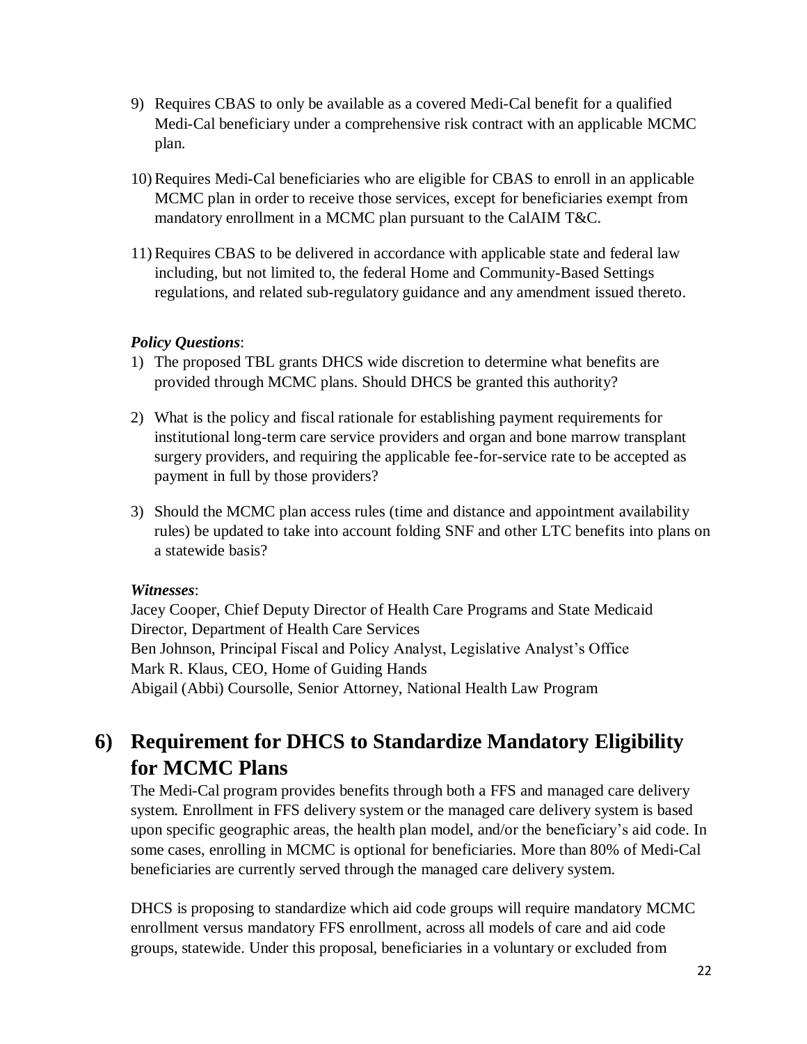9) Requires CBAS to only be available as a covered Medi-Cal benefit for a qualified Medi-Cal beneficiary under a comprehensive risk contract with an applicable MCMC plan.

10) Requires Medi-Cal beneficiaries who are eligible for CBAS to enroll in an applicable MCMC plan in order to receive those services, except for beneficiaries exempt from mandatory enrollment in a MCMC plan pursuant to the CalAIM T&C.

11) Requires CBAS to be delivered in accordance with applicable state and federal law including, but not limited to, the federal Home and Community-Based Settings regulations, and related sub-regulatory guidance and any amendment issued thereto.

***Policy Questions***:

1) The proposed TBL grants DHCS wide discretion to determine what benefits are provided through MCMC plans. Should DHCS be granted this authority?

2) What is the policy and fiscal rationale for establishing payment requirements for institutional long-term care service providers and organ and bone marrow transplant surgery providers, and requiring the applicable fee-for-service rate to be accepted as payment in full by those providers?

3) Should the MCMC plan access rules (time and distance and appointment availability rules) be updated to take into account folding SNF and other LTC benefits into plans on a statewide basis?

***Witnesses***:

Jacey Cooper, Chief Deputy Director of Health Care Programs and State Medicaid Director, Department of Health Care Services
Ben Johnson, Principal Fiscal and Policy Analyst, Legislative Analyst's Office
Mark R. Klaus, CEO, Home of Guiding Hands
Abigail (Abbi) Coursolle, Senior Attorney, National Health Law Program

## 6) Requirement for DHCS to Standardize Mandatory Eligibility for MCMC Plans

The Medi-Cal program provides benefits through both a FFS and managed care delivery system. Enrollment in FFS delivery system or the managed care delivery system is based upon specific geographic areas, the health plan model, and/or the beneficiary's aid code. In some cases, enrolling in MCMC is optional for beneficiaries. More than 80% of Medi-Cal beneficiaries are currently served through the managed care delivery system.

DHCS is proposing to standardize which aid code groups will require mandatory MCMC enrollment versus mandatory FFS enrollment, across all models of care and aid code groups, statewide. Under this proposal, beneficiaries in a voluntary or excluded from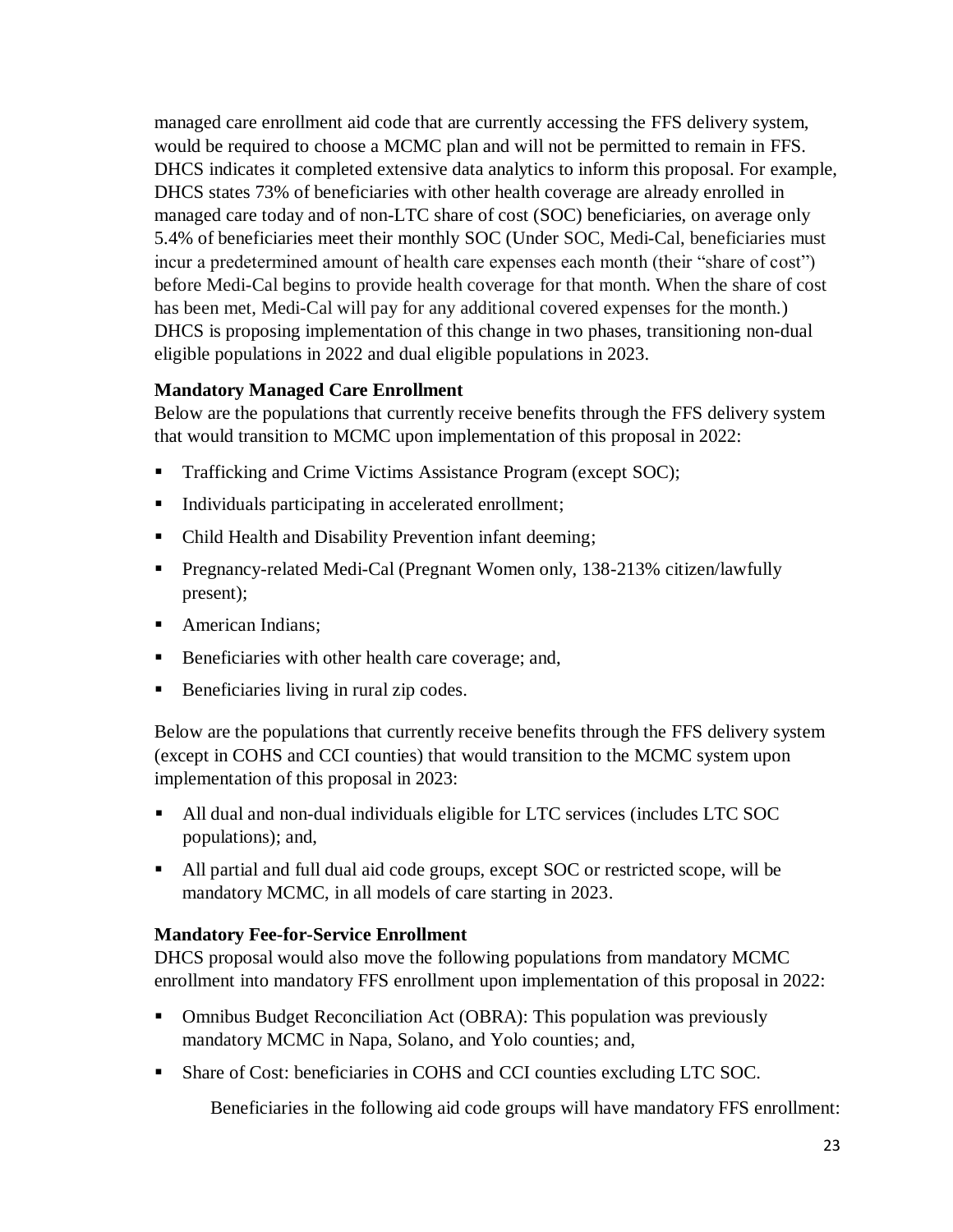managed care enrollment aid code that are currently accessing the FFS delivery system, would be required to choose a MCMC plan and will not be permitted to remain in FFS. DHCS indicates it completed extensive data analytics to inform this proposal. For example, DHCS states 73% of beneficiaries with other health coverage are already enrolled in managed care today and of non-LTC share of cost (SOC) beneficiaries, on average only 5.4% of beneficiaries meet their monthly SOC (Under SOC, Medi-Cal, beneficiaries must incur a predetermined amount of health care expenses each month (their "share of cost") before Medi-Cal begins to provide health coverage for that month. When the share of cost has been met, Medi-Cal will pay for any additional covered expenses for the month.) DHCS is proposing implementation of this change in two phases, transitioning non-dual eligible populations in 2022 and dual eligible populations in 2023.

**Mandatory Managed Care Enrollment**

Below are the populations that currently receive benefits through the FFS delivery system that would transition to MCMC upon implementation of this proposal in 2022:

- Trafficking and Crime Victims Assistance Program (except SOC);
- Individuals participating in accelerated enrollment;
- Child Health and Disability Prevention infant deeming;
- Pregnancy-related Medi-Cal (Pregnant Women only, 138-213% citizen/lawfully present);
- American Indians;
- Beneficiaries with other health care coverage; and,
- Beneficiaries living in rural zip codes.

Below are the populations that currently receive benefits through the FFS delivery system (except in COHS and CCI counties) that would transition to the MCMC system upon implementation of this proposal in 2023:

- All dual and non-dual individuals eligible for LTC services (includes LTC SOC populations); and,
- All partial and full dual aid code groups, except SOC or restricted scope, will be mandatory MCMC, in all models of care starting in 2023.

**Mandatory Fee-for-Service Enrollment**

DHCS proposal would also move the following populations from mandatory MCMC enrollment into mandatory FFS enrollment upon implementation of this proposal in 2022:

- Omnibus Budget Reconciliation Act (OBRA): This population was previously mandatory MCMC in Napa, Solano, and Yolo counties; and,
- Share of Cost: beneficiaries in COHS and CCI counties excluding LTC SOC.

Beneficiaries in the following aid code groups will have mandatory FFS enrollment: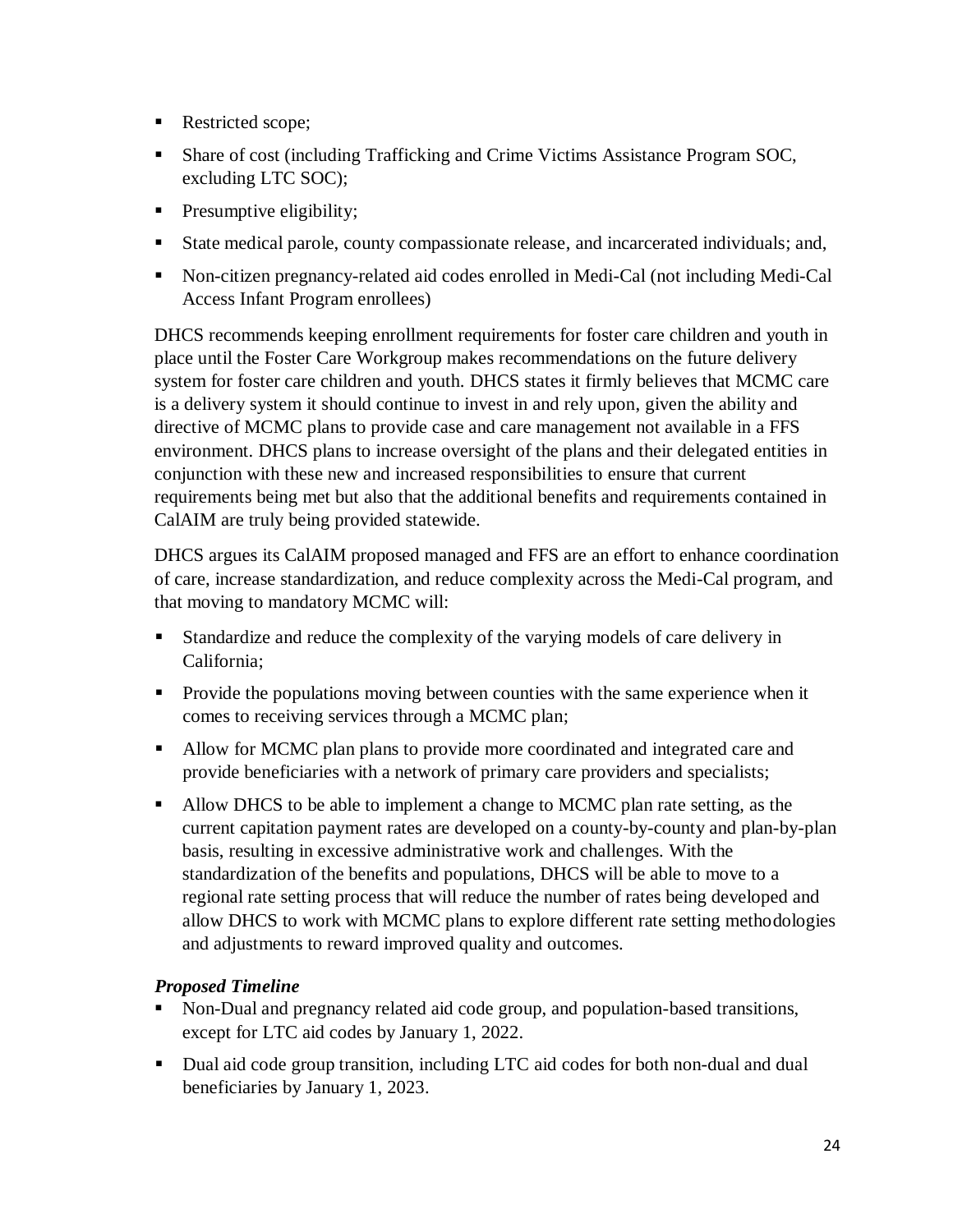- Restricted scope;
- Share of cost (including Trafficking and Crime Victims Assistance Program SOC, excluding LTC SOC);
- Presumptive eligibility;
- State medical parole, county compassionate release, and incarcerated individuals; and,
- Non-citizen pregnancy-related aid codes enrolled in Medi-Cal (not including Medi-Cal Access Infant Program enrollees)

DHCS recommends keeping enrollment requirements for foster care children and youth in place until the Foster Care Workgroup makes recommendations on the future delivery system for foster care children and youth. DHCS states it firmly believes that MCMC care is a delivery system it should continue to invest in and rely upon, given the ability and directive of MCMC plans to provide case and care management not available in a FFS environment. DHCS plans to increase oversight of the plans and their delegated entities in conjunction with these new and increased responsibilities to ensure that current requirements being met but also that the additional benefits and requirements contained in CalAIM are truly being provided statewide.

DHCS argues its CalAIM proposed managed and FFS are an effort to enhance coordination of care, increase standardization, and reduce complexity across the Medi-Cal program, and that moving to mandatory MCMC will:

- Standardize and reduce the complexity of the varying models of care delivery in California;
- Provide the populations moving between counties with the same experience when it comes to receiving services through a MCMC plan;
- Allow for MCMC plan plans to provide more coordinated and integrated care and provide beneficiaries with a network of primary care providers and specialists;
- Allow DHCS to be able to implement a change to MCMC plan rate setting, as the current capitation payment rates are developed on a county-by-county and plan-by-plan basis, resulting in excessive administrative work and challenges. With the standardization of the benefits and populations, DHCS will be able to move to a regional rate setting process that will reduce the number of rates being developed and allow DHCS to work with MCMC plans to explore different rate setting methodologies and adjustments to reward improved quality and outcomes.

***Proposed Timeline***

- Non-Dual and pregnancy related aid code group, and population-based transitions, except for LTC aid codes by January 1, 2022.
- Dual aid code group transition, including LTC aid codes for both non-dual and dual beneficiaries by January 1, 2023.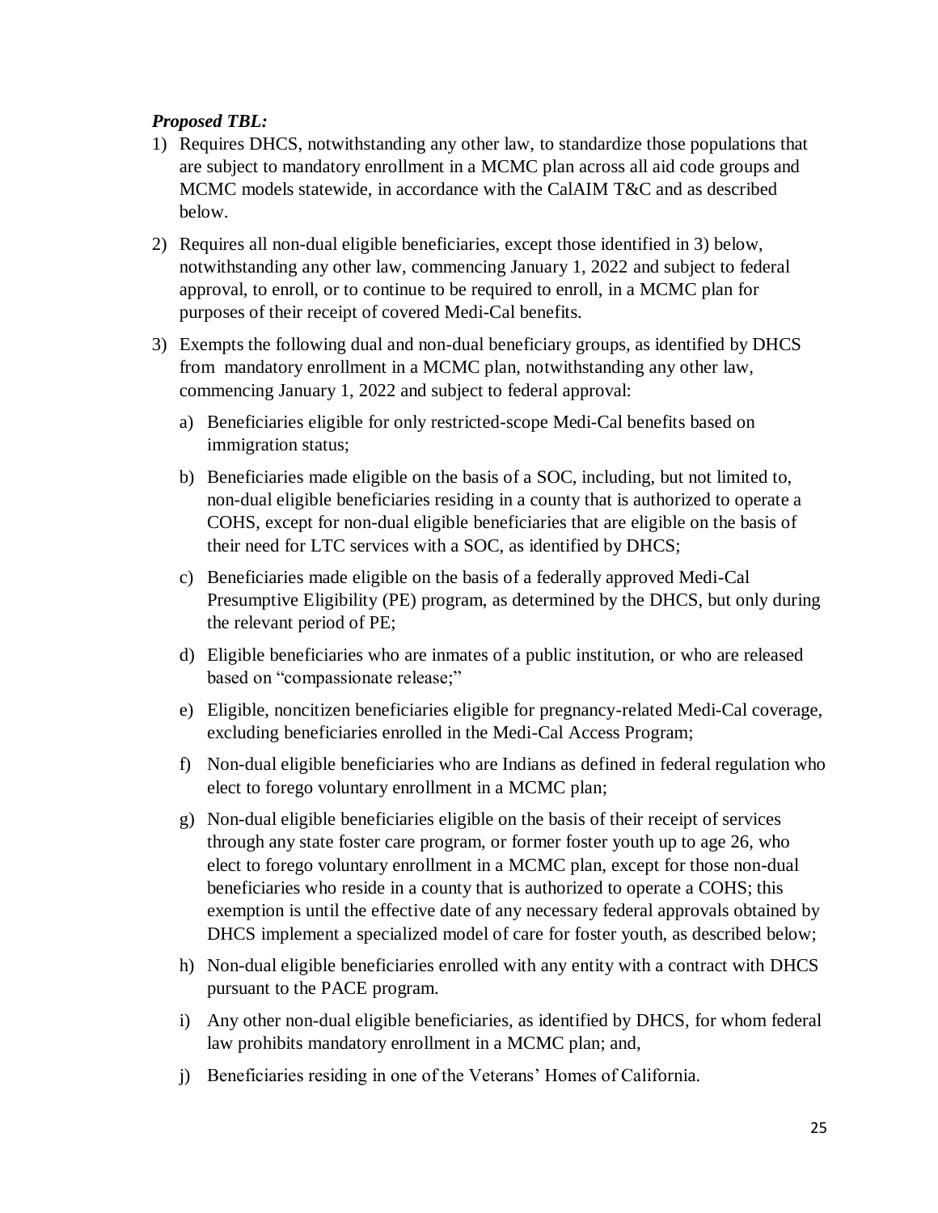***Proposed TBL:***

1) Requires DHCS, notwithstanding any other law, to standardize those populations that are subject to mandatory enrollment in a MCMC plan across all aid code groups and MCMC models statewide, in accordance with the CalAIM T&C and as described below.

2) Requires all non-dual eligible beneficiaries, except those identified in 3) below, notwithstanding any other law, commencing January 1, 2022 and subject to federal approval, to enroll, or to continue to be required to enroll, in a MCMC plan for purposes of their receipt of covered Medi-Cal benefits.

3) Exempts the following dual and non-dual beneficiary groups, as identified by DHCS from mandatory enrollment in a MCMC plan, notwithstanding any other law, commencing January 1, 2022 and subject to federal approval:

   a) Beneficiaries eligible for only restricted-scope Medi-Cal benefits based on immigration status;

   b) Beneficiaries made eligible on the basis of a SOC, including, but not limited to, non-dual eligible beneficiaries residing in a county that is authorized to operate a COHS, except for non-dual eligible beneficiaries that are eligible on the basis of their need for LTC services with a SOC, as identified by DHCS;

   c) Beneficiaries made eligible on the basis of a federally approved Medi-Cal Presumptive Eligibility (PE) program, as determined by the DHCS, but only during the relevant period of PE;

   d) Eligible beneficiaries who are inmates of a public institution, or who are released based on "compassionate release;"

   e) Eligible, noncitizen beneficiaries eligible for pregnancy-related Medi-Cal coverage, excluding beneficiaries enrolled in the Medi-Cal Access Program;

   f) Non-dual eligible beneficiaries who are Indians as defined in federal regulation who elect to forego voluntary enrollment in a MCMC plan;

   g) Non-dual eligible beneficiaries eligible on the basis of their receipt of services through any state foster care program, or former foster youth up to age 26, who elect to forego voluntary enrollment in a MCMC plan, except for those non-dual beneficiaries who reside in a county that is authorized to operate a COHS; this exemption is until the effective date of any necessary federal approvals obtained by DHCS implement a specialized model of care for foster youth, as described below;

   h) Non-dual eligible beneficiaries enrolled with any entity with a contract with DHCS pursuant to the PACE program.

   i) Any other non-dual eligible beneficiaries, as identified by DHCS, for whom federal law prohibits mandatory enrollment in a MCMC plan; and,

   j) Beneficiaries residing in one of the Veterans' Homes of California.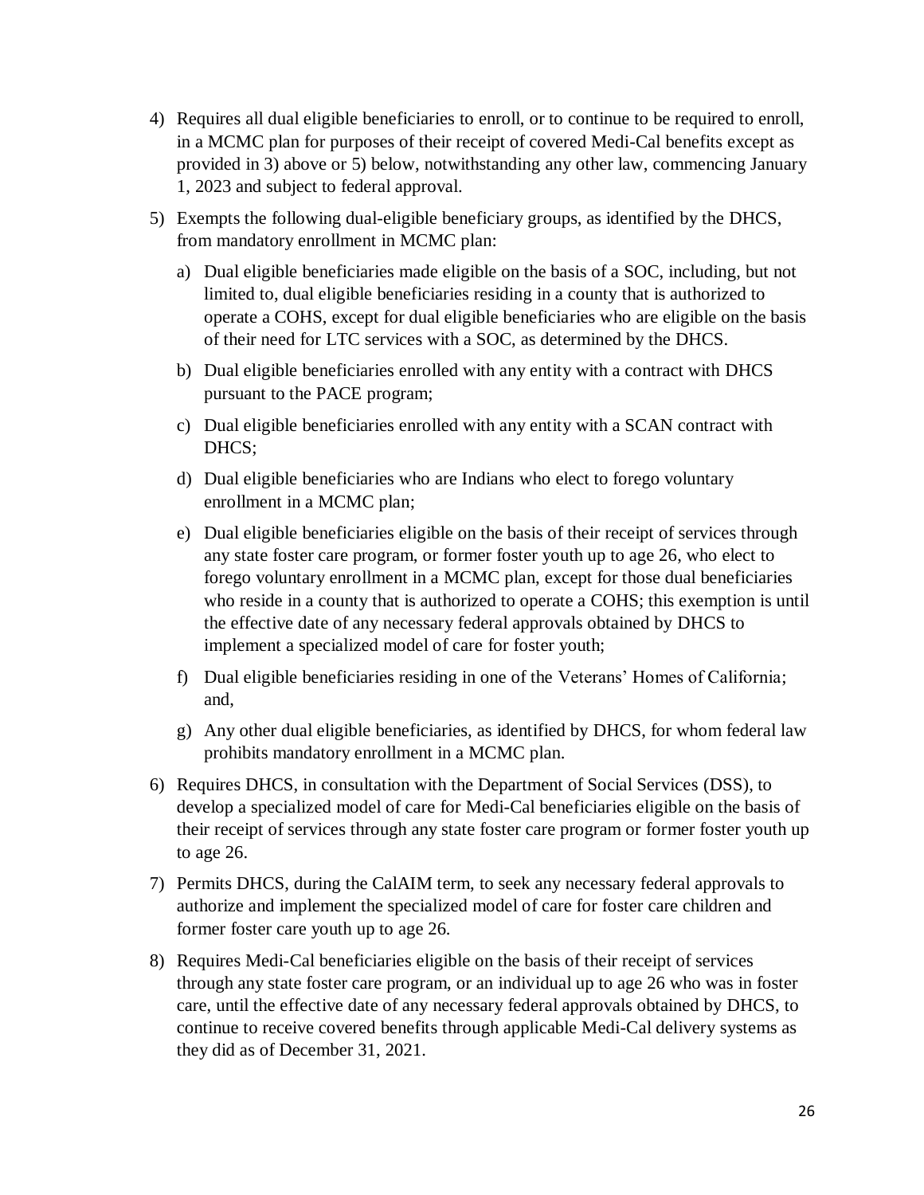4) Requires all dual eligible beneficiaries to enroll, or to continue to be required to enroll, in a MCMC plan for purposes of their receipt of covered Medi-Cal benefits except as provided in 3) above or 5) below, notwithstanding any other law, commencing January 1, 2023 and subject to federal approval.

5) Exempts the following dual-eligible beneficiary groups, as identified by the DHCS, from mandatory enrollment in MCMC plan:

   a) Dual eligible beneficiaries made eligible on the basis of a SOC, including, but not limited to, dual eligible beneficiaries residing in a county that is authorized to operate a COHS, except for dual eligible beneficiaries who are eligible on the basis of their need for LTC services with a SOC, as determined by the DHCS.

   b) Dual eligible beneficiaries enrolled with any entity with a contract with DHCS pursuant to the PACE program;

   c) Dual eligible beneficiaries enrolled with any entity with a SCAN contract with DHCS;

   d) Dual eligible beneficiaries who are Indians who elect to forego voluntary enrollment in a MCMC plan;

   e) Dual eligible beneficiaries eligible on the basis of their receipt of services through any state foster care program, or former foster youth up to age 26, who elect to forego voluntary enrollment in a MCMC plan, except for those dual beneficiaries who reside in a county that is authorized to operate a COHS; this exemption is until the effective date of any necessary federal approvals obtained by DHCS to implement a specialized model of care for foster youth;

   f) Dual eligible beneficiaries residing in one of the Veterans' Homes of California; and,

   g) Any other dual eligible beneficiaries, as identified by DHCS, for whom federal law prohibits mandatory enrollment in a MCMC plan.

6) Requires DHCS, in consultation with the Department of Social Services (DSS), to develop a specialized model of care for Medi-Cal beneficiaries eligible on the basis of their receipt of services through any state foster care program or former foster youth up to age 26.

7) Permits DHCS, during the CalAIM term, to seek any necessary federal approvals to authorize and implement the specialized model of care for foster care children and former foster care youth up to age 26.

8) Requires Medi-Cal beneficiaries eligible on the basis of their receipt of services through any state foster care program, or an individual up to age 26 who was in foster care, until the effective date of any necessary federal approvals obtained by DHCS, to continue to receive covered benefits through applicable Medi-Cal delivery systems as they did as of December 31, 2021.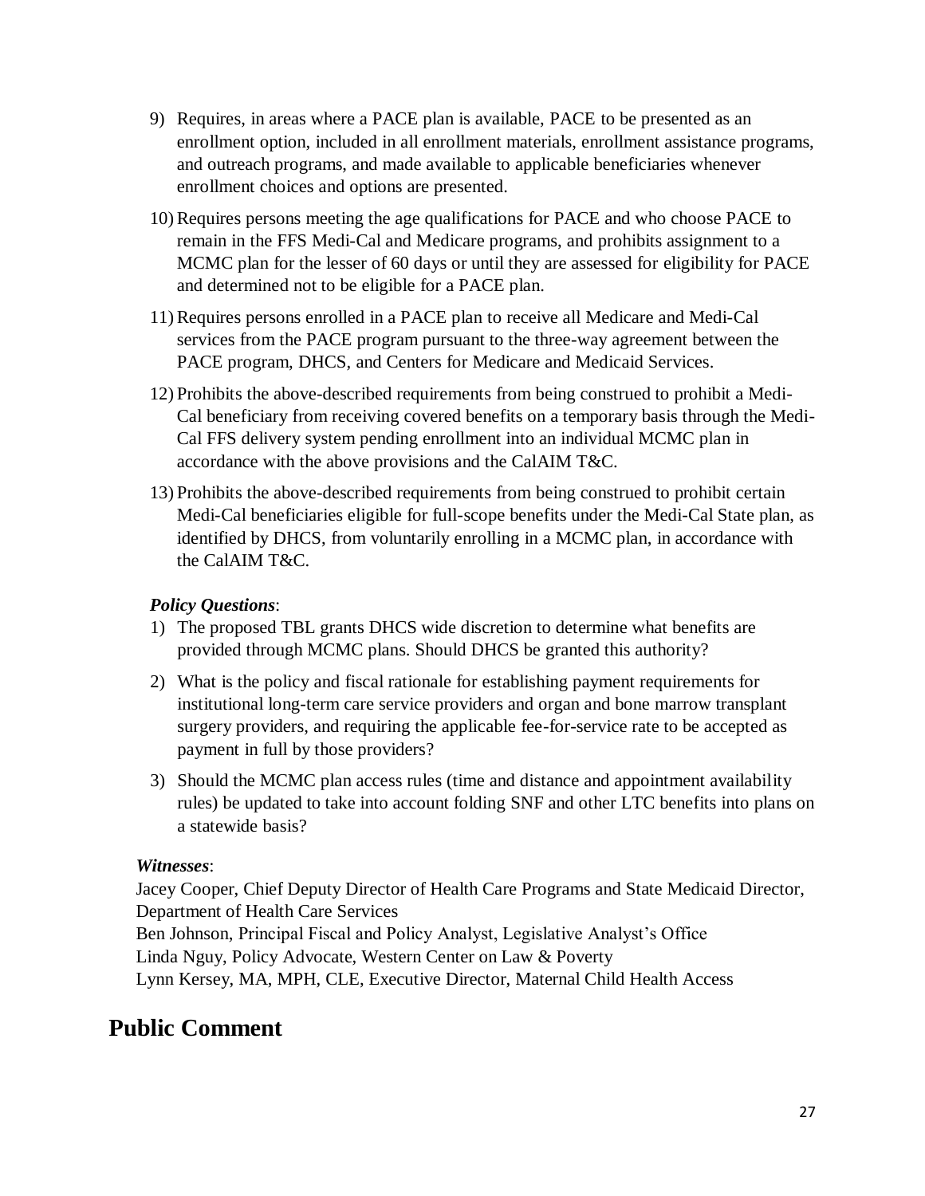9) Requires, in areas where a PACE plan is available, PACE to be presented as an enrollment option, included in all enrollment materials, enrollment assistance programs, and outreach programs, and made available to applicable beneficiaries whenever enrollment choices and options are presented.

10) Requires persons meeting the age qualifications for PACE and who choose PACE to remain in the FFS Medi-Cal and Medicare programs, and prohibits assignment to a MCMC plan for the lesser of 60 days or until they are assessed for eligibility for PACE and determined not to be eligible for a PACE plan.

11) Requires persons enrolled in a PACE plan to receive all Medicare and Medi-Cal services from the PACE program pursuant to the three-way agreement between the PACE program, DHCS, and Centers for Medicare and Medicaid Services.

12) Prohibits the above-described requirements from being construed to prohibit a Medi-Cal beneficiary from receiving covered benefits on a temporary basis through the Medi-Cal FFS delivery system pending enrollment into an individual MCMC plan in accordance with the above provisions and the CalAIM T&C.

13) Prohibits the above-described requirements from being construed to prohibit certain Medi-Cal beneficiaries eligible for full-scope benefits under the Medi-Cal State plan, as identified by DHCS, from voluntarily enrolling in a MCMC plan, in accordance with the CalAIM T&C.

***Policy Questions***:

1) The proposed TBL grants DHCS wide discretion to determine what benefits are provided through MCMC plans. Should DHCS be granted this authority?

2) What is the policy and fiscal rationale for establishing payment requirements for institutional long-term care service providers and organ and bone marrow transplant surgery providers, and requiring the applicable fee-for-service rate to be accepted as payment in full by those providers?

3) Should the MCMC plan access rules (time and distance and appointment availability rules) be updated to take into account folding SNF and other LTC benefits into plans on a statewide basis?

***Witnesses***:

Jacey Cooper, Chief Deputy Director of Health Care Programs and State Medicaid Director, Department of Health Care Services
Ben Johnson, Principal Fiscal and Policy Analyst, Legislative Analyst's Office
Linda Nguy, Policy Advocate, Western Center on Law & Poverty
Lynn Kersey, MA, MPH, CLE, Executive Director, Maternal Child Health Access

# Public Comment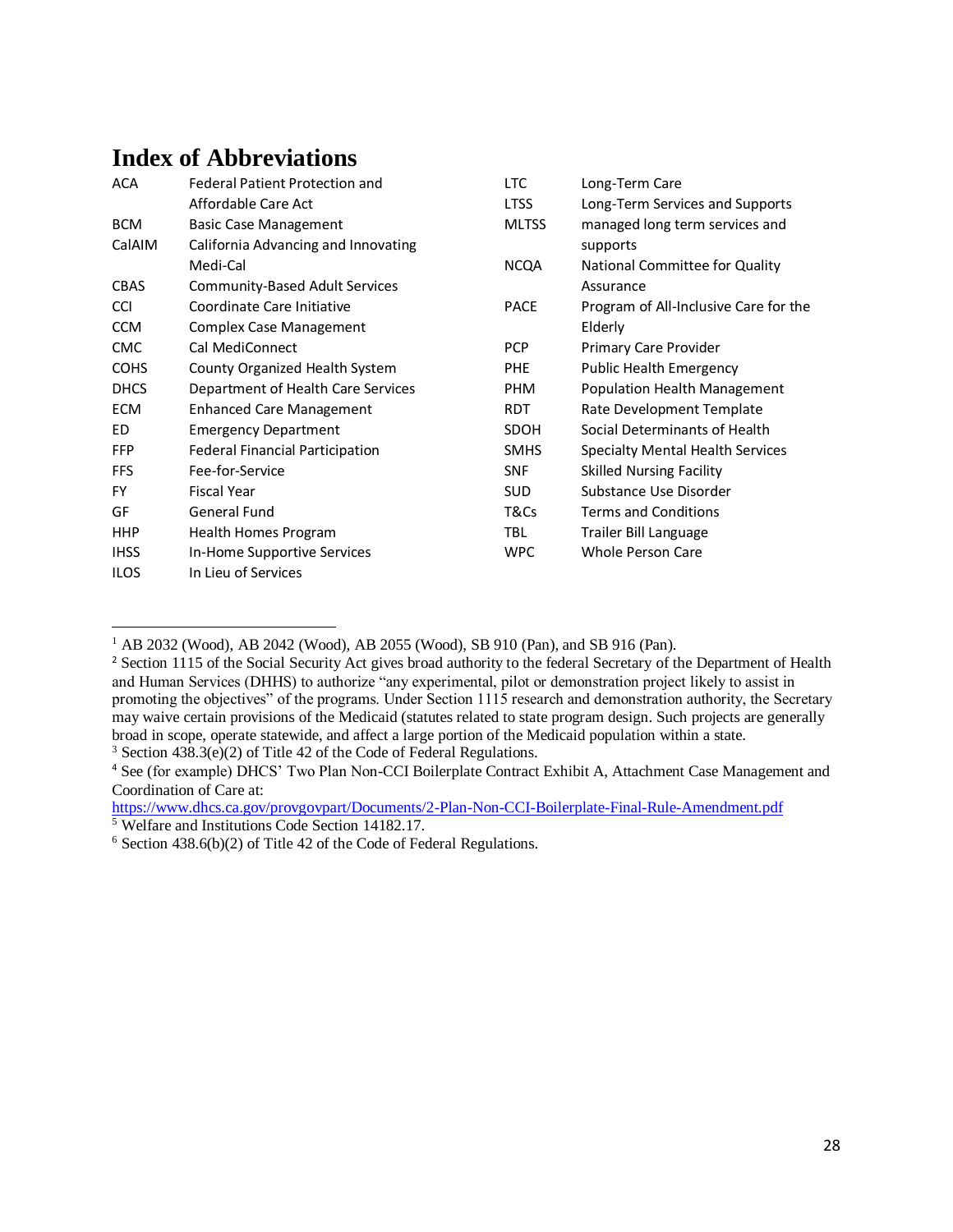# Index of Abbreviations

| | |
|---|---|
| ACA | Federal Patient Protection and Affordable Care Act |
| BCM | Basic Case Management |
| CalAIM | California Advancing and Innovating Medi-Cal |
| CBAS | Community-Based Adult Services |
| CCI | Coordinate Care Initiative |
| CCM | Complex Case Management |
| CMC | Cal MediConnect |
| COHS | County Organized Health System |
| DHCS | Department of Health Care Services |
| ECM | Enhanced Care Management |
| ED | Emergency Department |
| FFP | Federal Financial Participation |
| FFS | Fee-for-Service |
| FY | Fiscal Year |
| GF | General Fund |
| HHP | Health Homes Program |
| IHSS | In-Home Supportive Services |
| ILOS | In Lieu of Services |
| LTC | Long-Term Care |
| LTSS | Long-Term Services and Supports |
| MLTSS | managed long term services and supports |
| NCQA | National Committee for Quality Assurance |
| PACE | Program of All-Inclusive Care for the Elderly |
| PCP | Primary Care Provider |
| PHE | Public Health Emergency |
| PHM | Population Health Management |
| RDT | Rate Development Template |
| SDOH | Social Determinants of Health |
| SMHS | Specialty Mental Health Services |
| SNF | Skilled Nursing Facility |
| SUD | Substance Use Disorder |
| T&Cs | Terms and Conditions |
| TBL | Trailer Bill Language |
| WPC | Whole Person Care |

---

[1] AB 2032 (Wood), AB 2042 (Wood), AB 2055 (Wood), SB 910 (Pan), and SB 916 (Pan).

[2] Section 1115 of the Social Security Act gives broad authority to the federal Secretary of the Department of Health and Human Services (DHHS) to authorize "any experimental, pilot or demonstration project likely to assist in promoting the objectives" of the programs. Under Section 1115 research and demonstration authority, the Secretary may waive certain provisions of the Medicaid (statutes related to state program design. Such projects are generally broad in scope, operate statewide, and affect a large portion of the Medicaid population within a state.

[3] Section 438.3(e)(2) of Title 42 of the Code of Federal Regulations.

[4] See (for example) DHCS' Two Plan Non-CCI Boilerplate Contract Exhibit A, Attachment Case Management and Coordination of Care at: https://www.dhcs.ca.gov/provgovpart/Documents/2-Plan-Non-CCI-Boilerplate-Final-Rule-Amendment.pdf

[5] Welfare and Institutions Code Section 14182.17.

[6] Section 438.6(b)(2) of Title 42 of the Code of Federal Regulations.